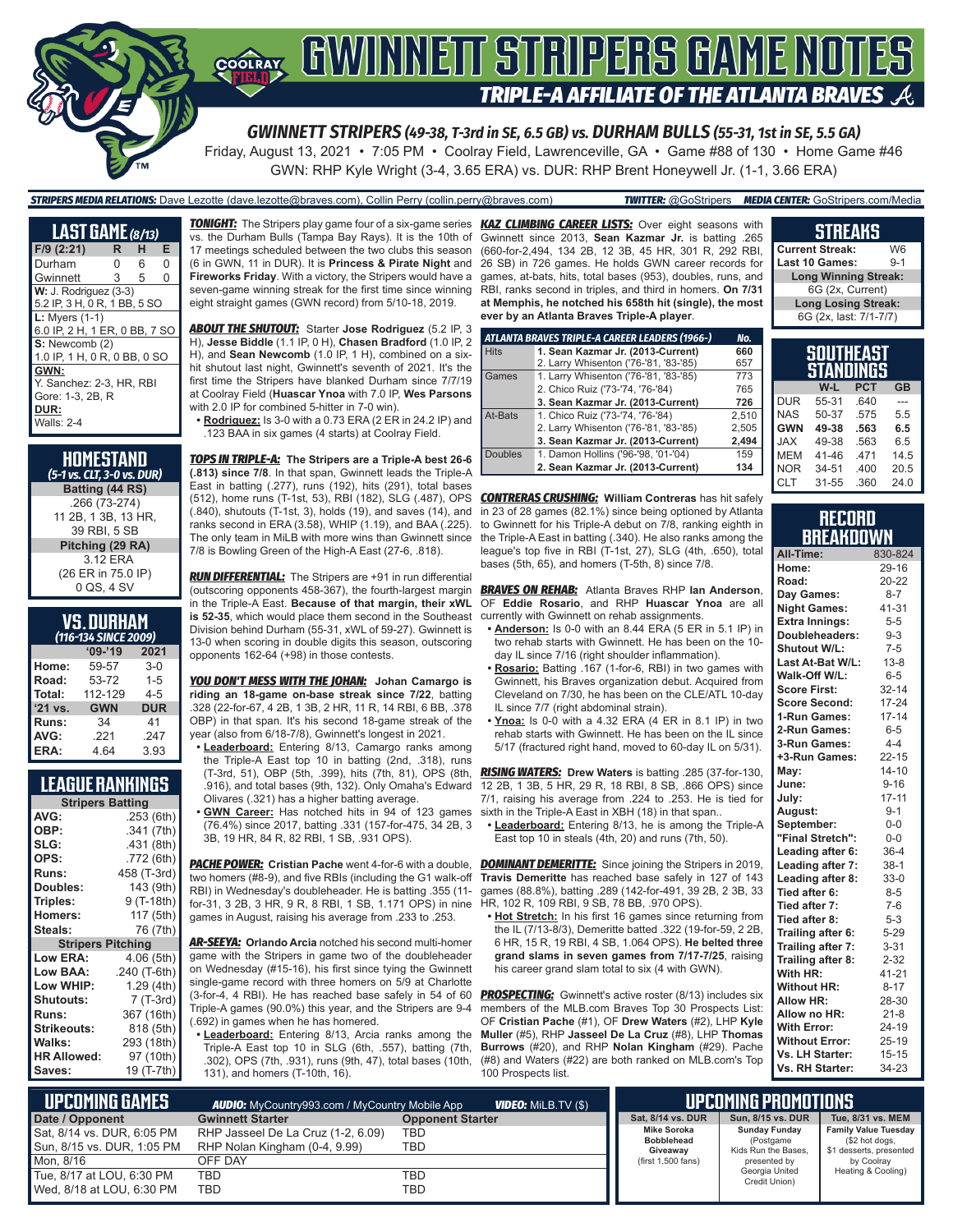# GWINNETT STRIPERS GAME NOTES

## TRIPLE-A AFFILIATE OF THE ATLANTA BRAVES

### GWINNETT STRIPERS (49-38, T-3rd in SE, 6.5 GB) vs. DURHAM BULLS (55-31, 1st in SE, 5.5 GA)

Friday, August 13, 2021 • 7:05 PM • Coolray Field, Lawrenceville, GA • Game #88 of 130 • Home Game #46

GWN: RHP Kyle Wright (3-4, 3.65 ERA) vs. DUR: RHP Brent Honeywell Jr. (1-1, 3.66 ERA)

**STRIPERS MEDIA RELATIONS:** Dave Lezotte (dave.lezotte@braves.com), Collin Perry (collin.perry@braves.com) **TWITTER:** @GoStripers **MEDIA CENTER:** GoStripers.com/Media

## LAST GAME (8/13)

| F/9 (2:21) | R | H | E |
|---|---|---|---|
| Durham | 0 | 6 | 0 |
| Gwinnett | 3 | 5 | 0 |

**W:** J. Rodriguez (3-3)
5.2 IP, 3 H, 0 R, 1 BB, 5 SO

**L:** Myers (1-1)
6.0 IP, 2 H, 1 ER, 0 BB, 7 SO

**S:** Newcomb (2)
1.0 IP, 1 H, 0 R, 0 BB, 0 SO

**GWN:**
Y. Sanchez: 2-3, HR, RBI
Gore: 1-3, 2B, R

**DUR:**
Walls: 2-4

## HOMESTAND
*(5-1 vs. CLT, 3-0 vs. DUR)*

**Batting (44 RS)**
.266 (73-274)
11 2B, 1 3B, 13 HR,
39 RBI, 5 SB

**Pitching (29 RA)**
3.12 ERA
(26 ER in 75.0 IP)
0 QS, 4 SV

## VS. DURHAM
*(116-134 SINCE 2009)*

| | '09-'19 | 2021 |
|---|---|---|
| Home: | 59-57 | 3-0 |
| Road: | 53-72 | 1-5 |
| Total: | 112-129 | 4-5 |
| '21 vs. | GWN | DUR |
| Runs: | 34 | 41 |
| AVG: | .221 | .247 |
| ERA: | 4.64 | 3.93 |

## LEAGUE RANKINGS

| Stripers Batting | |
|---|---|
| AVG: | .253 (6th) |
| OBP: | .341 (7th) |
| SLG: | .431 (8th) |
| OPS: | .772 (6th) |
| Runs: | 458 (T-3rd) |
| Doubles: | 143 (9th) |
| Triples: | 9 (T-18th) |
| Homers: | 117 (5th) |
| Steals: | 76 (7th) |
| **Stripers Pitching** | |
| Low ERA: | 4.06 (5th) |
| Low BAA: | .240 (T-6th) |
| Low WHIP: | 1.29 (4th) |
| Shutouts: | 7 (T-3rd) |
| Runs: | 367 (16th) |
| Strikeouts: | 818 (5th) |
| Walks: | 293 (18th) |
| HR Allowed: | 97 (10th) |
| Saves: | 19 (T-7th) |

***TONIGHT:*** The Stripers play game four of a six-game series vs. the Durham Bulls (Tampa Bay Rays). It is the 10th of 17 meetings scheduled between the two clubs this season (6 in GWN, 11 in DUR). It is **Princess & Pirate Night** and **Fireworks Friday**. With a victory, the Stripers would have a seven-game winning streak for the first time since winning eight straight games (GWN record) from 5/10-18, 2019.

***ABOUT THE SHUTOUT:*** Starter **Jose Rodriguez** (5.2 IP, 3 H), **Jesse Biddle** (1.1 IP, 0 H), **Chasen Bradford** (1.0 IP, 2 H), and **Sean Newcomb** (1.0 IP, 1 H), combined on a six-hit shutout last night, Gwinnett's seventh of 2021. It's the first time the Stripers have blanked Durham since 7/7/19 at Coolray Field (**Huascar Ynoa** with 7.0 IP, **Wes Parsons** with 2.0 IP for combined 5-hitter in 7-0 win).

- **Rodriguez:** Is 3-0 with a 0.73 ERA (2 ER in 24.2 IP) and .123 BAA in six games (4 starts) at Coolray Field.

***TOPS IN TRIPLE-A:*** **The Stripers are a Triple-A best 26-6 (.813) since 7/8.** In that span, Gwinnett leads the Triple-A East in batting (.277), runs (192), hits (291), total bases (512), home runs (T-1st, 53), RBI (182), SLG (.487), OPS (.840), shutouts (T-1st, 3), holds (19), and saves (14), and ranks second in ERA (3.58), WHIP (1.19), and BAA (.225). The only team in MiLB with more wins than Gwinnett since 7/8 is Bowling Green of the High-A East (27-6, .818).

***RUN DIFFERENTIAL:*** The Stripers are +91 in run differential (outscoring opponents 458-367), the fourth-largest margin in the Triple-A East. **Because of that margin, their xWL is 52-35**, which would place them second in the Southeast Division behind Durham (55-31, xWL of 59-27). Gwinnett is 13-0 when scoring in double digits this season, outscoring opponents 162-64 (+98) in those contests.

***YOU DON'T MESS WITH THE JOHAN:*** **Johan Camargo is riding an 18-game on-base streak since 7/22**, batting .328 (22-for-67, 4 2B, 1 3B, 2 HR, 11 R, 14 RBI, 6 BB, .378 OBP) in that span. It's his second 18-game streak of the year (also from 6/18-7/8), Gwinnett's longest in 2021.

- **Leaderboard:** Entering 8/13, Camargo ranks among the Triple-A East top 10 in batting (2nd, .318), runs (T-3rd, 51), OBP (5th, .399), hits (7th, 81), OPS (8th, .916), and total bases (9th, 132). Only Omaha's Edward Olivares (.321) has a higher batting average.
- **GWN Career:** Has notched hits in 94 of 123 games (76.4%) since 2017, batting .331 (157-for-475, 34 2B, 3 3B, 19 HR, 84 R, 82 RBI, 1 SB, .931 OPS).

***PACHE POWER:*** **Cristian Pache** went 4-for-6 with a double, two homers (#8-9), and five RBIs (including the G1 walk-off RBI) in Wednesday's doubleheader. He is batting .355 (11-for-31, 3 2B, 3 HR, 9 R, 8 RBI, 1 SB, 1.171 OPS) in nine games in August, raising his average from .233 to .253.

***AR-SEEYA:*** **Orlando Arcia** notched his second multi-homer game with the Stripers in game two of the doubleheader on Wednesday (#15-16), his first since tying the Gwinnett single-game record with three homers on 5/9 at Charlotte (3-for-4, 4 RBI). He has reached base safely in 54 of 60 Triple-A games (90.0%) this year, and the Stripers are 9-4 (.692) in games when he has homered.

- **Leaderboard:** Entering 8/13, Arcia ranks among the Triple-A East top 10 in SLG (6th, .557), batting (7th, .302), OPS (7th, .931), runs (9th, 47), total bases (10th, 131), and homers (T-10th, 16).

***KAZ CLIMBING CAREER LISTS:*** Over eight seasons with Gwinnett since 2013, **Sean Kazmar Jr.** is batting .265 (660-for-2,494, 134 2B, 12 3B, 45 HR, 301 R, 292 RBI, 26 SB) in 726 games. He holds GWN career records for games, at-bats, hits, total bases (953), doubles, runs, and RBI, ranks second in triples, and third in homers. **On 7/31 at Memphis, he notched his 658th hit (single), the most ever by an Atlanta Braves Triple-A player.**

| ATLANTA BRAVES TRIPLE-A CAREER LEADERS (1966-) | | No. |
|---|---|---|
| Hits | **1. Sean Kazmar Jr. (2013-Current)** | **660** |
| | 2. Larry Whisenton ('76-'81, '83-'85) | 657 |
| Games | 1. Larry Whisenton ('76-'81, '83-'85) | 773 |
| | 2. Chico Ruiz ('73-'74, '76-'84) | 765 |
| | **3. Sean Kazmar Jr. (2013-Current)** | **726** |
| At-Bats | 1. Chico Ruiz ('73-'74, '76-'84) | 2,510 |
| | 2. Larry Whisenton ('76-'81, '83-'85) | 2,505 |
| | **3. Sean Kazmar Jr. (2013-Current)** | **2,494** |
| Doubles | 1. Damon Hollins ('96-'98, '01-'04) | 159 |
| | **2. Sean Kazmar Jr. (2013-Current)** | **134** |

***CONTRERAS CRUSHING:*** **William Contreras** has hit safely in 23 of 28 games (82.1%) since being optioned by Atlanta to Gwinnett for his Triple-A debut on 7/8, ranking eighth in the Triple-A East in batting (.340). He also ranks among the league's top five in RBI (T-1st, 27), SLG (4th, .650), total bases (5th, 65), and homers (T-5th, 8) since 7/8.

***BRAVES ON REHAB:*** Atlanta Braves RHP **Ian Anderson**, OF **Eddie Rosario**, and RHP **Huascar Ynoa** are all currently with Gwinnett on rehab assignments.

- **Anderson:** Is 0-0 with an 8.44 ERA (5 ER in 5.1 IP) in two rehab starts with Gwinnett. He has been on the 10-day IL since 7/16 (right shoulder inflammation).
- **Rosario:** Batting .167 (1-for-6, RBI) in two games with Gwinnett, his Braves organization debut. Acquired from Cleveland on 7/30, he has been on the CLE/ATL 10-day IL since 7/7 (right abdominal strain).
- **Ynoa:** Is 0-0 with a 4.32 ERA (4 ER in 8.1 IP) in two rehab starts with Gwinnett. He has been on the IL since 5/17 (fractured right hand, moved to 60-day IL on 5/31).

***RISING WATERS:*** **Drew Waters** is batting .285 (37-for-130, 12 2B, 1 3B, 5 HR, 29 R, 18 RBI, 8 SB, .866 OPS) since 7/1, raising his average from .224 to .253. He is tied for sixth in the Triple-A East in XBH (18) in that span..

- **Leaderboard:** Entering 8/13, he is among the Triple-A East top 10 in steals (4th, 20) and runs (7th, 50).

***DOMINANT DEMERITTE:*** Since joining the Stripers in 2019, **Travis Demeritte** has reached base safely in 127 of 143 games (88.8%), batting .289 (142-for-491, 39 2B, 2 3B, 33 HR, 102 R, 109 RBI, 9 SB, 78 BB, .970 OPS).

- **Hot Stretch:** In his first 16 games since returning from the IL (7/13-8/3), Demeritte batted .322 (19-for-59, 2 2B, 6 HR, 15 R, 19 RBI, 4 SB, 1.064 OPS). **He belted three grand slams in seven games from 7/17-7/25**, raising his career grand slam total to six (4 with GWN).

***PROSPECTING:*** Gwinnett's active roster (8/13) includes six members of the MLB.com Braves Top 30 Prospects List: OF **Cristian Pache** (#1), OF **Drew Waters** (#2), RHP **Kyle Muller** (#5), RHP **Jasseel De La Cruz** (#8), LHP **Thomas Burrows** (#20), and RHP **Nolan Kingham** (#29). Pache (#8) and Waters (#22) are both ranked on MLB.com's Top 100 Prospects list.

## STREAKS

| | |
|---|---|
| Current Streak: | W6 |
| Last 10 Games: | 9-1 |
| **Long Winning Streak:** | |
| 6G (2x, Current) | |
| **Long Losing Streak:** | |
| 6G (2x, last: 7/1-7/7) | |

## SOUTHEAST STANDINGS

| | W-L | PCT | GB |
|---|---|---|---|
| DUR | 55-31 | .640 | --- |
| NAS | 50-37 | .575 | 5.5 |
| **GWN** | **49-38** | **.563** | **6.5** |
| JAX | 49-38 | .563 | 6.5 |
| MEM | 41-46 | .471 | 14.5 |
| NOR | 34-51 | .400 | 20.5 |
| CLT | 31-55 | .360 | 24.0 |

## RECORD BREAKDOWN

| | |
|---|---|
| All-Time: | 830-824 |
| Home: | 29-16 |
| Road: | 20-22 |
| Day Games: | 8-7 |
| Night Games: | 41-31 |
| Extra Innings: | 5-5 |
| Doubleheaders: | 9-3 |
| Shutout W/L: | 7-5 |
| Last At-Bat W/L: | 13-8 |
| Walk-Off W/L: | 6-5 |
| Score First: | 32-14 |
| Score Second: | 17-24 |
| 1-Run Games: | 17-14 |
| 2-Run Games: | 6-5 |
| 3-Run Games: | 4-4 |
| +3-Run Games: | 22-15 |
| May: | 14-10 |
| June: | 9-16 |
| July: | 17-11 |
| August: | 9-1 |
| September: | 0-0 |
| "Final Stretch": | 0-0 |
| Leading after 6: | 36-4 |
| Leading after 7: | 38-1 |
| Leading after 8: | 33-0 |
| Tied after 6: | 8-5 |
| Tied after 7: | 7-6 |
| Tied after 8: | 5-3 |
| Trailing after 6: | 5-29 |
| Trailing after 7: | 3-31 |
| Trailing after 8: | 2-32 |
| With HR: | 41-21 |
| Without HR: | 8-17 |
| Allow HR: | 28-30 |
| Allow no HR: | 21-8 |
| With Error: | 24-19 |
| Without Error: | 25-19 |
| Vs. LH Starter: | 15-15 |
| Vs. RH Starter: | 34-23 |

## UPCOMING GAMES

**AUDIO:** MyCountry993.com / MyCountry Mobile App **VIDEO:** MiLB.TV ($)

| Date / Opponent | Gwinnett Starter | Opponent Starter |
|---|---|---|
| Sat, 8/14 vs. DUR, 6:05 PM | RHP Jasseel De La Cruz (1-2, 6.09) | TBD |
| Sun, 8/15 vs. DUR, 1:05 PM | RHP Nolan Kingham (0-4, 9.99) | TBD |
| Mon, 8/16 | OFF DAY | |
| Tue, 8/17 at LOU, 6:30 PM | TBD | TBD |
| Wed, 8/18 at LOU, 6:30 PM | TBD | TBD |

## UPCOMING PROMOTIONS

| Sat, 8/14 vs. DUR | Sun, 8/15 vs. DUR | Tue, 8/31 vs. MEM |
|---|---|---|
| Mike Soroka Bobblehead Giveaway (first 1,500 fans) | Sunday Funday (Postgame Kids Run the Bases, presented by Georgia United Credit Union) | Family Value Tuesday ($2 hot dogs, $1 desserts, presented by Coolray Heating & Cooling) |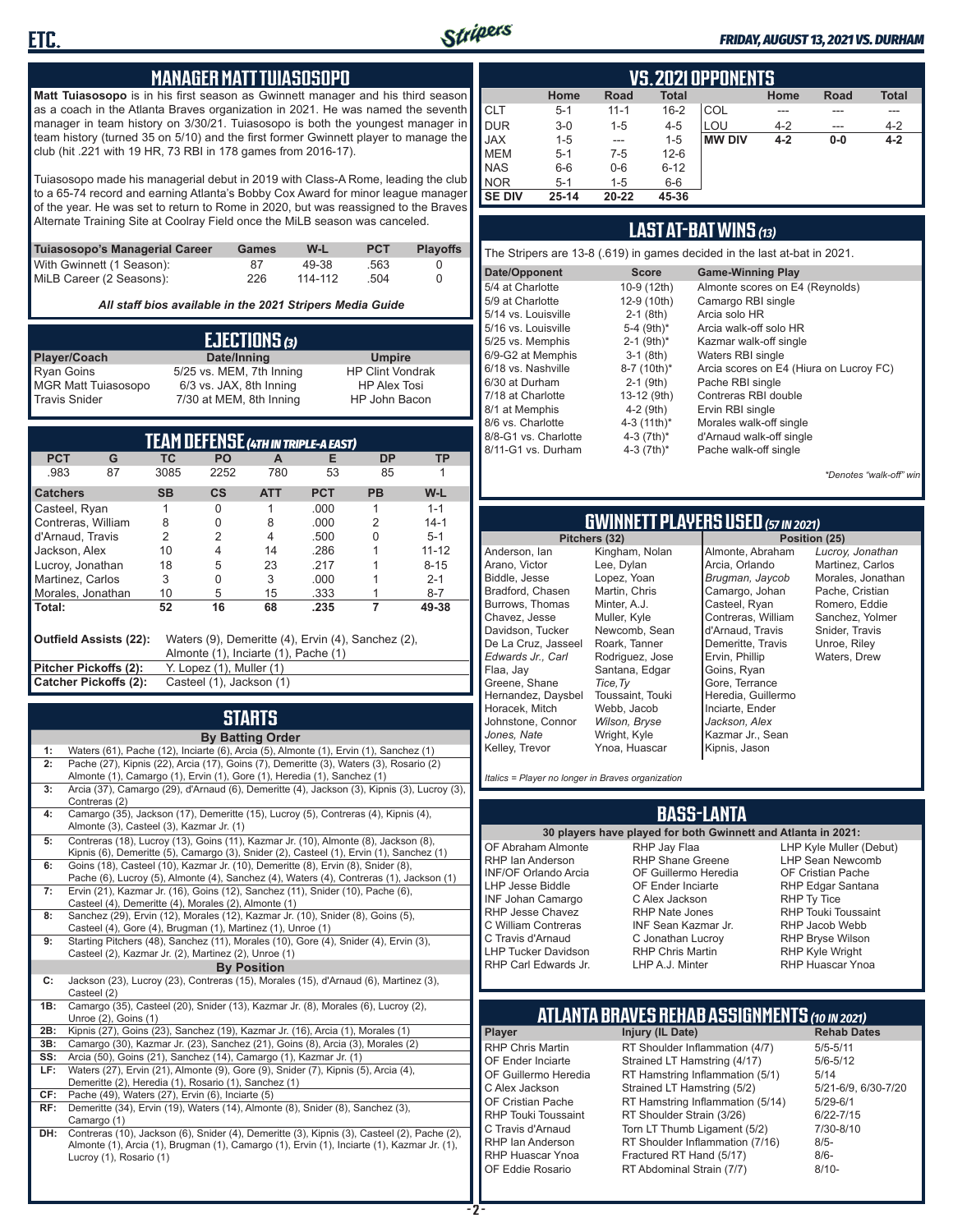## MANAGER MATT TUIASOSOPO

**Matt Tuiasosopo** is in his first season as Gwinnett manager and his third season as a coach in the Atlanta Braves organization in 2021. He was named the seventh manager in team history on 3/30/21. Tuiasosopo is both the youngest manager in team history (turned 35 on 5/10) and the first former Gwinnett player to manage the club (hit .221 with 19 HR, 73 RBI in 178 games from 2016-17).

Tuiasosopo made his managerial debut in 2019 with Class-A Rome, leading the club to a 65-74 record and earning Atlanta's Bobby Cox Award for minor league manager of the year. He was set to return to Rome in 2020, but was reassigned to the Braves Alternate Training Site at Coolray Field once the MiLB season was canceled.

| Tuiasosopo's Managerial Career | Games | W-L | PCT | Playoffs |
|---|---|---|---|---|
| With Gwinnett (1 Season): | 87 | 49-38 | .563 | 0 |
| MiLB Career (2 Seasons): | 226 | 114-112 | .504 | 0 |

*All staff bios available in the 2021 Stripers Media Guide*

## EJECTIONS (3)

| Player/Coach | Date/Inning | Umpire |
|---|---|---|
| Ryan Goins | 5/25 vs. MEM, 7th Inning | HP Clint Vondrak |
| MGR Matt Tuiasosopo | 6/3 vs. JAX, 8th Inning | HP Alex Tosi |
| Travis Snider | 7/30 at MEM, 8th Inning | HP John Bacon |

## TEAM DEFENSE (4TH IN TRIPLE-A EAST)

| PCT | G | TC | PO | A | E | DP | TP |
|---|---|---|---|---|---|---|---|
| .983 | 87 | 3085 | 2252 | 780 | 53 | 85 | 1 |

| Catchers | SB | CS | ATT | PCT | PB | W-L |
|---|---|---|---|---|---|---|
| Casteel, Ryan | 1 | 0 | 1 | .000 | 1 | 1-1 |
| Contreras, William | 8 | 0 | 8 | .000 | 2 | 14-1 |
| d'Arnaud, Travis | 2 | 2 | 4 | .500 | 0 | 5-1 |
| Jackson, Alex | 10 | 4 | 14 | .286 | 1 | 11-12 |
| Lucroy, Jonathan | 18 | 5 | 23 | .217 | 1 | 8-15 |
| Martinez, Carlos | 3 | 0 | 3 | .000 | 1 | 2-1 |
| Morales, Jonathan | 10 | 5 | 15 | .333 | 1 | 8-7 |
| **Total:** | **52** | **16** | **68** | **.235** | **7** | **49-38** |

**Outfield Assists (22):** Waters (9), Demeritte (4), Ervin (4), Sanchez (2), Almonte (1), Inciarte (1), Pache (1)
**Pitcher Pickoffs (2):** Y. Lopez (1), Muller (1)
**Catcher Pickoffs (2):** Casteel (1), Jackson (1)

## STARTS

**By Batting Order**

- **1:** Waters (61), Pache (12), Inciarte (6), Arcia (5), Almonte (1), Ervin (1), Sanchez (1)
- **2:** Pache (27), Kipnis (22), Arcia (17), Goins (7), Demeritte (3), Waters (3), Rosario (2) Almonte (1), Camargo (1), Ervin (1), Gore (1), Heredia (1), Sanchez (1)
- **3:** Arcia (37), Camargo (29), d'Arnaud (6), Demeritte (4), Jackson (3), Kipnis (3), Lucroy (3), Contreras (2)
- **4:** Camargo (35), Jackson (17), Demeritte (15), Lucroy (5), Contreras (4), Kipnis (4), Almonte (3), Casteel (3), Kazmar Jr. (1)
- **5:** Contreras (18), Lucroy (13), Goins (11), Kazmar Jr. (10), Almonte (8), Jackson (8), Kipnis (6), Demeritte (5), Camargo (3), Snider (2), Casteel (1), Ervin (1), Sanchez (1)
- **6:** Goins (18), Casteel (10), Kazmar Jr. (10), Demeritte (8), Ervin (8), Snider (8), Pache (6), Lucroy (5), Almonte (4), Sanchez (4), Waters (4), Contreras (1), Jackson (1)
- **7:** Ervin (21), Kazmar Jr. (16), Goins (12), Sanchez (11), Snider (10), Pache (6), Casteel (4), Demeritte (4), Morales (2), Almonte (1)
- **8:** Sanchez (29), Ervin (12), Morales (12), Kazmar Jr. (10), Snider (8), Goins (5), Casteel (4), Gore (4), Brugman (1), Martinez (1), Unroe (1)
- **9:** Starting Pitchers (48), Sanchez (11), Morales (10), Gore (4), Snider (4), Ervin (3), Casteel (2), Kazmar Jr. (2), Martinez (2), Unroe (1)

**By Position**

- **C:** Jackson (23), Lucroy (23), Contreras (15), Morales (15), d'Arnaud (6), Martinez (3), Casteel (2)
- **1B:** Camargo (35), Casteel (20), Snider (13), Kazmar Jr. (8), Morales (6), Lucroy (2), Unroe (2), Goins (1)
- **2B:** Kipnis (27), Goins (23), Sanchez (19), Kazmar Jr. (16), Arcia (1), Morales (1)
- **3B:** Camargo (30), Kazmar Jr. (23), Sanchez (21), Goins (8), Arcia (3), Morales (2)
- **SS:** Arcia (50), Goins (21), Sanchez (14), Camargo (1), Kazmar Jr. (1)
- **LF:** Waters (27), Ervin (21), Almonte (9), Gore (9), Snider (7), Kipnis (5), Arcia (4), Demeritte (2), Heredia (1), Rosario (1), Sanchez (1)
- **CF:** Pache (49), Waters (27), Ervin (6), Inciarte (5)
- **RF:** Demeritte (34), Ervin (19), Waters (14), Almonte (8), Snider (8), Sanchez (3), Camargo (1)
- **DH:** Contreras (10), Jackson (6), Snider (4), Demeritte (3), Kipnis (3), Casteel (2), Pache (2), Almonte (1), Arcia (1), Brugman (1), Camargo (1), Ervin (1), Inciarte (1), Kazmar Jr. (1), Lucroy (1), Rosario (1)

## VS. 2021 OPPONENTS

| | Home | Road | Total | | Home | Road | Total |
|---|---|---|---|---|---|---|---|
| CLT | 5-1 | 11-1 | 16-2 | COL | --- | --- | --- |
| DUR | 3-0 | 1-5 | 4-5 | LOU | 4-2 | --- | 4-2 |
| JAX | 1-5 | --- | 1-5 | **MW DIV** | **4-2** | **0-0** | **4-2** |
| MEM | 5-1 | 7-5 | 12-6 | | | | |
| NAS | 6-6 | 0-6 | 6-12 | | | | |
| NOR | 5-1 | 1-5 | 6-6 | | | | |
| **SE DIV** | **25-14** | **20-22** | **45-36** | | | | |

## LAST AT-BAT WINS (13)

The Stripers are 13-8 (.619) in games decided in the last at-bat in 2021.

| Date/Opponent | Score | Game-Winning Play |
|---|---|---|
| 5/4 at Charlotte | 10-9 (12th) | Almonte scores on E4 (Reynolds) |
| 5/9 at Charlotte | 12-9 (10th) | Camargo RBI single |
| 5/14 vs. Louisville | 2-1 (8th) | Arcia solo HR |
| 5/16 vs. Louisville | 5-4 (9th)* | Arcia walk-off solo HR |
| 5/25 vs. Memphis | 2-1 (9th)* | Kazmar walk-off single |
| 6/9-G2 at Memphis | 3-1 (8th) | Waters RBI single |
| 6/18 vs. Nashville | 8-7 (10th)* | Arcia scores on E4 (Hiura on Lucroy FC) |
| 6/30 at Durham | 2-1 (9th) | Pache RBI single |
| 7/18 at Charlotte | 13-12 (9th) | Contreras RBI double |
| 8/1 at Memphis | 4-2 (9th) | Ervin RBI single |
| 8/6 vs. Charlotte | 4-3 (11th)* | Morales walk-off single |
| 8/8-G1 vs. Charlotte | 4-3 (7th)* | d'Arnaud walk-off single |
| 8/11-G1 vs. Durham | 4-3 (7th)* | Pache walk-off single |

*\*Denotes "walk-off" win*

## GWINNETT PLAYERS USED (57 IN 2021)

| Pitchers (32) | | Position (25) | |
|---|---|---|---|
| Anderson, Ian | Kingham, Nolan | Almonte, Abraham | *Lucroy, Jonathan* |
| Arano, Victor | Lee, Dylan | Arcia, Orlando | Martinez, Carlos |
| Biddle, Jesse | Lopez, Yoan | *Brugman, Jaycob* | Morales, Jonathan |
| Bradford, Chasen | Martin, Chris | Camargo, Johan | Pache, Cristian |
| Burrows, Thomas | Minter, A.J. | Casteel, Ryan | Romero, Eddie |
| Chavez, Jesse | Muller, Kyle | Contreras, William | Sanchez, Yolmer |
| Davidson, Tucker | Newcomb, Sean | d'Arnaud, Travis | Snider, Travis |
| De La Cruz, Jasseel | Roark, Tanner | Demeritte, Travis | Unroe, Riley |
| *Edwards Jr., Carl* | Rodriguez, Jose | Ervin, Phillip | Waters, Drew |
| Flaa, Jay | Santana, Edgar | Goins, Ryan | |
| Greene, Shane | *Tice, Ty* | Gore, Terrance | |
| Hernandez, Daysbel | Toussaint, Touki | Heredia, Guillermo | |
| Horacek, Mitch | Webb, Jacob | Inciarte, Ender | |
| Johnstone, Connor | *Wilson, Bryse* | *Jackson, Alex* | |
| *Jones, Nate* | Wright, Kyle | Kazmar Jr., Sean | |
| Kelley, Trevor | Ynoa, Huascar | Kipnis, Jason | |

*Italics = Player no longer in Braves organization*

## BASS-LANTA

**30 players have played for both Gwinnett and Atlanta in 2021:**

| | | |
|---|---|---|
| OF Abraham Almonte | RHP Jay Flaa | LHP Kyle Muller (Debut) |
| RHP Ian Anderson | RHP Shane Greene | LHP Sean Newcomb |
| INF/OF Orlando Arcia | OF Guillermo Heredia | OF Cristian Pache |
| LHP Jesse Biddle | OF Ender Inciarte | RHP Edgar Santana |
| INF Johan Camargo | C Alex Jackson | RHP Ty Tice |
| RHP Jesse Chavez | RHP Nate Jones | RHP Touki Toussaint |
| C William Contreras | INF Sean Kazmar Jr. | RHP Jacob Webb |
| C Travis d'Arnaud | C Jonathan Lucroy | RHP Bryse Wilson |
| LHP Tucker Davidson | RHP Chris Martin | RHP Kyle Wright |
| RHP Carl Edwards Jr. | LHP A.J. Minter | RHP Huascar Ynoa |

## ATLANTA BRAVES REHAB ASSIGNMENTS (10 IN 2021)

| Player | Injury (IL Date) | Rehab Dates |
|---|---|---|
| RHP Chris Martin | RT Shoulder Inflammation (4/7) | 5/5-5/11 |
| OF Ender Inciarte | Strained LT Hamstring (4/17) | 5/6-5/12 |
| OF Guillermo Heredia | RT Hamstring Inflammation (5/1) | 5/14 |
| C Alex Jackson | Strained LT Hamstring (5/2) | 5/21-6/9, 6/30-7/20 |
| OF Cristian Pache | RT Hamstring Inflammation (5/14) | 5/29-6/1 |
| RHP Touki Toussaint | RT Shoulder Strain (3/26) | 6/22-7/15 |
| C Travis d'Arnaud | Torn LT Thumb Ligament (5/2) | 7/30-8/10 |
| RHP Ian Anderson | RT Shoulder Inflammation (7/16) | 8/5- |
| RHP Huascar Ynoa | Fractured RT Hand (5/17) | 8/6- |
| OF Eddie Rosario | RT Abdominal Strain (7/7) | 8/10- |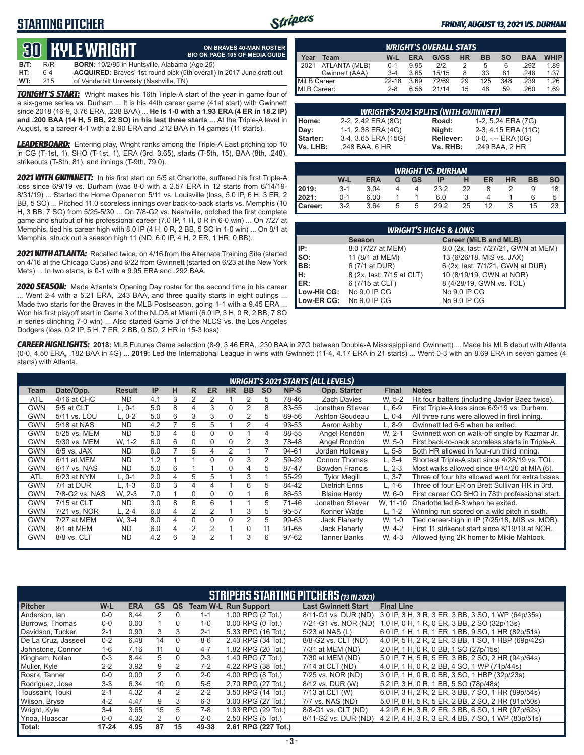# STARTING PITCHER

*FRIDAY, AUGUST 13, 2021 VS. DURHAM*

## 30 KYLE WRIGHT

**ON BRAVES 40-MAN ROSTER**
**BIO ON PAGE 105 OF MEDIA GUIDE**

**B/T:** R/R **BORN:** 10/2/95 in Huntsville, Alabama (Age 25)
**HT:** 6-4 **ACQUIRED:** Braves' 1st round pick (5th overall) in 2017 June draft out
**WT:** 215 of Vanderbilt University (Nashville, TN)

***TONIGHT'S START:*** Wright makes his 16th Triple-A start of the year in game four of a six-game series vs. Durham ... It is his 44th career game (41st start) with Gwinnett since 2018 (16-9, 3.76 ERA, .238 BAA) ... **He is 1-0 with a 1.93 ERA (4 ER in 18.2 IP) and .200 BAA (14 H, 5 BB, 22 SO) in his last three starts** ... At the Triple-A level in August, is a career 4-1 with a 2.90 ERA and .212 BAA in 14 games (11 starts).

***LEADERBOARD:*** Entering play, Wright ranks among the Triple-A East pitching top 10 in CG (T-1st, 1), SHO (T-1st, 1), ERA (3rd, 3.65), starts (T-5th, 15), BAA (8th, .248), strikeouts (T-8th, 81), and innings (T-9th, 79.0).

***2021 WITH GWINNETT:*** In his first start on 5/5 at Charlotte, suffered his first Triple-A loss since 6/9/19 vs. Durham (was 8-0 with a 2.57 ERA in 12 starts from 6/14/19-8/31/19) ... Started the Home Opener on 5/11 vs. Louisville (loss, 5.0 IP, 6 H, 3 ER, 2 BB, 5 SO) ... Pitched 11.0 scoreless innings over back-to-back starts vs. Memphis (10 H, 3 BB, 7 SO) from 5/25-5/30 ... On 7/8-G2 vs. Nashville, notched the first complete game and shutout of his professional career (7.0 IP, 1 H, 0 R in 6-0 win) ... On 7/27 at Memphis, tied his career high with 8.0 IP (4 H, 0 R, 2 BB, 5 SO in 1-0 win) ... On 8/1 at Memphis, struck out a season high 11 (ND, 6.0 IP, 4 H, 2 ER, 1 HR, 0 BB).

***2021 WITH ATLANTA:*** Recalled twice, on 4/16 from the Alternate Training Site (started on 4/16 at the Chicago Cubs) and 6/22 from Gwinnett (started on 6/23 at the New York Mets) ... In two starts, is 0-1 with a 9.95 ERA and .292 BAA.

***2020 SEASON:*** Made Atlanta's Opening Day roster for the second time in his career ... Went 2-4 with a 5.21 ERA, .243 BAA, and three quality starts in eight outings ... Made two starts for the Braves in the MLB Postseason, going 1-1 with a 9.45 ERA ... Won his first playoff start in Game 3 of the NLDS at Miami (6.0 IP, 3 H, 0 R, 2 BB, 7 SO in series-clinching 7-0 win) ... Also started Game 3 of the NLCS vs. the Los Angeles Dodgers (loss, 0.2 IP, 5 H, 7 ER, 2 BB, 0 SO, 2 HR in 15-3 loss).

### WRIGHT'S OVERALL STATS

| Year | Team | W-L | ERA | G/GS | HR | BB | SO | BAA | WHIP |
|---|---|---|---|---|---|---|---|---|---|
| 2021 | ATLANTA (MLB) | 0-1 | 9.95 | 2/2 | 2 | 5 | 6 | .292 | 1.89 |
| | Gwinnett (AAA) | 3-4 | 3.65 | 15/15 | 8 | 33 | 81 | .248 | 1.37 |
| MiLB Career: | | 22-18 | 3.69 | 72/69 | 29 | 125 | 348 | .239 | 1.26 |
| MLB Career: | | 2-8 | 6.56 | 21/14 | 15 | 48 | 59 | .260 | 1.69 |

### WRIGHT'S 2021 SPLITS (WITH GWINNETT)

| | | | |
|---|---|---|---|
| Home: | 2-2, 2.42 ERA (8G) | Road: | 1-2, 5.24 ERA (7G) |
| Day: | 1-1, 2.38 ERA (4G) | Night: | 2-3, 4.15 ERA (11G) |
| Starter: | 3-4, 3.65 ERA (15G) | Reliever: | 0-0, -.-- ERA (0G) |
| Vs. LHB: | .248 BAA, 6 HR | Vs. RHB: | .249 BAA, 2 HR |

### WRIGHT VS. DURHAM

| | W-L | ERA | G | GS | IP | H | ER | HR | BB | SO |
|---|---|---|---|---|---|---|---|---|---|---|
| 2019: | 3-1 | 3.04 | 4 | 4 | 23.2 | 22 | 8 | 2 | 9 | 18 |
| 2021: | 0-1 | 6.00 | 1 | 1 | 6.0 | 3 | 4 | 1 | 6 | 5 |
| Career: | 3-2 | 3.64 | 5 | 5 | 29.2 | 25 | 12 | 3 | 15 | 23 |

### WRIGHT'S HIGHS & LOWS

| | Season | Career (MiLB and MLB) |
|---|---|---|
| IP: | 8.0 (7/27 at MEM) | 8.0 (2x, last: 7/27/21, GWN at MEM) |
| SO: | 11 (8/1 at MEM) | 13 (6/26/18, MIS vs. JAX) |
| BB: | 6 (7/1 at DUR) | 6 (2x, last: 7/1/21, GWN at DUR) |
| H: | 8 (2x, last: 7/15 at CLT) | 10 (8/19/19, GWN at NOR) |
| ER: | 6 (7/15 at CLT) | 8 (4/28/19, GWN vs. TOL) |
| Low-Hit CG: | No 9.0 IP CG | No 9.0 IP CG |
| Low-ER CG: | No 9.0 IP CG | No 9.0 IP CG |

***CAREER HIGHLIGHTS:*** **2018:** MLB Futures Game selection (8-9, 3.46 ERA, .230 BAA in 27G between Double-A Mississippi and Gwinnett) ... Made his MLB debut with Atlanta (0-0, 4.50 ERA, .182 BAA in 4G) ... **2019:** Led the International League in wins with Gwinnett (11-4, 4.17 ERA in 21 starts) ... Went 0-3 with an 8.69 ERA in seven games (4 starts) with Atlanta.

### WRIGHT'S 2021 STARTS (ALL LEVELS)

| Team | Date/Opp. | Result | IP | H | R | ER | HR | BB | SO | NP-S | Opp. Starter | Final | Notes |
|---|---|---|---|---|---|---|---|---|---|---|---|---|---|
| ATL | 4/16 at CHC | ND | 4.1 | 3 | 2 | 2 | 1 | 2 | 5 | 78-46 | Zach Davies | W, 5-2 | Hit four batters (including Javier Baez twice). |
| GWN | 5/5 at CLT | L, 0-1 | 5.0 | 8 | 4 | 3 | 0 | 2 | 8 | 83-55 | Jonathan Stiever | L, 6-9 | First Triple-A loss since 6/9/19 vs. Durham. |
| GWN | 5/11 vs. LOU | L, 0-2 | 5.0 | 6 | 3 | 3 | 0 | 2 | 5 | 89-56 | Ashton Goudeau | L, 0-4 | All three runs were allowed in first inning. |
| GWN | 5/18 at NAS | ND | 4.2 | 7 | 5 | 5 | 1 | 2 | 4 | 93-53 | Aaron Ashby | L, 8-9 | Gwinnett led 6-5 when he exited. |
| GWN | 5/25 vs. MEM | ND | 5.0 | 4 | 0 | 0 | 0 | 1 | 4 | 88-55 | Angel Rondón | W, 2-1 | Gwinnett won on walk-off single by Kazmar Jr. |
| GWN | 5/30 vs. MEM | W, 1-2 | 6.0 | 6 | 0 | 0 | 0 | 2 | 3 | 78-48 | Angel Rondón | W, 5-0 | First back-to-back scoreless starts in Triple-A. |
| GWN | 6/5 vs. JAX | ND | 6.0 | 7 | 5 | 4 | 2 | 1 | 7 | 94-61 | Jordan Holloway | L, 5-8 | Both HR allowed in four-run third inning. |
| GWN | 6/11 at MEM | ND | 1.2 | 1 | 1 | 0 | 0 | 3 | 2 | 59-29 | Connor Thomas | L, 3-4 | Shortest Triple-A start since 4/28/19 vs. TOL. |
| GWN | 6/17 vs. NAS | ND | 5.0 | 6 | 1 | 1 | 0 | 4 | 5 | 87-47 | Bowden Francis | L, 2-3 | Most walks allowed since 8/14/20 at MIA (6). |
| ATL | 6/23 at NYM | L, 0-1 | 2.0 | 4 | 5 | 5 | 1 | 3 | 1 | 55-29 | Tylor Megill | L, 3-7 | Three of four hits allowed went for extra bases. |
| GWN | 7/1 at DUR | L, 1-3 | 6.0 | 3 | 4 | 4 | 1 | 6 | 5 | 84-42 | Dietrich Enns | L, 1-6 | Three of four ER on Brett Sullivan HR in 3rd. |
| GWN | 7/8-G2 vs. NAS | W, 2-3 | 7.0 | 1 | 0 | 0 | 0 | 1 | 6 | 86-53 | Blaine Hardy | W, 6-0 | First career CG SHO in 78th professional start. |
| GWN | 7/15 at CLT | ND | 3.0 | 8 | 6 | 6 | 1 | 1 | 5 | 71-46 | Jonathan Stiever | W, 11-10 | Charlotte led 6-3 when he exited. |
| GWN | 7/21 vs. NOR | L, 2-4 | 6.0 | 4 | 2 | 2 | 1 | 3 | 5 | 95-57 | Konner Wade | L, 1-2 | Winning run scored on a wild pitch in sixth. |
| GWN | 7/27 at MEM | W, 3-4 | 8.0 | 4 | 0 | 0 | 0 | 2 | 5 | 99-63 | Jack Flaherty | W, 1-0 | Tied career-high in IP (7/25/18, MIS vs. MOB). |
| GWN | 8/1 at MEM | ND | 6.0 | 4 | 2 | 2 | 1 | 0 | 11 | 91-65 | Jack Flaherty | W, 4-2 | First 11 strikeout start since 8/19/19 at NOR. |
| GWN | 8/8 vs. CLT | ND | 4.2 | 6 | 3 | 2 | 1 | 3 | 6 | 97-62 | Tanner Banks | W, 4-3 | Allowed tying 2R homer to Mikie Mahtook. |

### STRIPERS STARTING PITCHERS *(13 IN 2021)*

| Pitcher | W-L | ERA | GS | QS | Team W-L | Run Support | Last Gwinnett Start | Final Line |
|---|---|---|---|---|---|---|---|---|
| Anderson, Ian | 0-0 | 8.44 | 2 | 0 | 1-1 | 1.00 RPG (2 Tot.) | 8/11-G1 vs. DUR (ND) | 3.0 IP, 3 H, 3 R, 3 ER, 3 BB, 3 SO, 1 WP (64p/35s) |
| Burrows, Thomas | 0-0 | 0.00 | 1 | 0 | 1-0 | 0.00 RPG (0 Tot.) | 7/21-G1 vs. NOR (ND) | 1.0 IP, 0 H, 1 R, 0 ER, 3 BB, 2 SO (32p/13s) |
| Davidson, Tucker | 2-1 | 0.90 | 3 | 3 | 2-1 | 5.33 RPG (16 Tot.) | 5/23 at NAS (L) | 6.0 IP, 1 H, 1 R, 1 ER, 1 BB, 9 SO, 1 HR (82p/51s) |
| De La Cruz, Jasseel | 0-2 | 6.48 | 14 | 0 | 8-6 | 2.43 RPG (34 Tot.) | 8/8-G2 vs. CLT (ND) | 4.0 IP, 5 H, 2 R, 2 ER, 3 BB, 1 SO, 1 HBP (69p/42s) |
| Johnstone, Connor | 1-6 | 7.16 | 11 | 0 | 4-7 | 1.82 RPG (20 Tot.) | 7/31 at MEM (ND) | 2.0 IP, 1 H, 0 R, 0 BB, 1 SO (27p/15s) |
| Kingham, Nolan | 0-3 | 8.44 | 5 | 0 | 2-3 | 1.40 RPG (7 Tot.) | 7/30 at MEM (ND) | 5.0 IP, 7 H, 5 R, 5 ER, 3 BB, 2 SO, 2 HR (94p/64s) |
| Muller, Kyle | 2-2 | 3.92 | 9 | 2 | 7-2 | 4.22 RPG (38 Tot.) | 7/14 at CLT (ND) | 4.0 IP, 1 H, 0 R, 2 BB, 4 SO, 1 WP (71p/44s) |
| Roark, Tanner | 0-0 | 0.00 | 2 | 0 | 2-0 | 4.00 RPG (8 Tot.) | 7/25 vs. NOR (ND) | 3.0 IP, 1 H, 0 R, 0 BB, 3 SO, 1 HBP (32p/23s) |
| Rodriguez, Jose | 3-3 | 6.34 | 10 | 0 | 5-5 | 2.70 RPG (27 Tot.) | 8/12 vs. DUR (W) | 5.2 IP, 3 H, 0 R, 1 BB, 5 SO (78p/48s) |
| Toussaint, Touki | 2-1 | 4.32 | 4 | 2 | 2-2 | 3.50 RPG (14 Tot.) | 7/13 at CLT (W) | 6.0 IP, 3 H, 2 R, 2 ER, 3 BB, 7 SO, 1 HR (89p/54s) |
| Wilson, Bryse | 4-2 | 4.47 | 9 | 3 | 6-3 | 3.00 RPG (27 Tot.) | 7/7 vs. NAS (ND) | 5.0 IP, 8 H, 5 R, 5 ER, 2 BB, 2 SO, 2 HR (81p/50s) |
| Wright, Kyle | 3-4 | 3.65 | 15 | 5 | 7-8 | 1.93 RPG (29 Tot.) | 8/8-G1 vs. CLT (ND) | 4.2 IP, 6 H, 3 R, 2 ER, 3 BB, 6 SO, 1 HR (97p/62s) |
| Ynoa, Huascar | 0-0 | 4.32 | 2 | 0 | 2-0 | 2.50 RPG (5 Tot.) | 8/11-G2 vs. DUR (ND) | 4.2 IP, 4 H, 3 R, 3 ER, 4 BB, 7 SO, 1 WP (83p/51s) |
| **Total:** | **17-24** | **4.95** | **87** | **15** | **49-38** | **2.61 RPG (227 Tot.)** | | |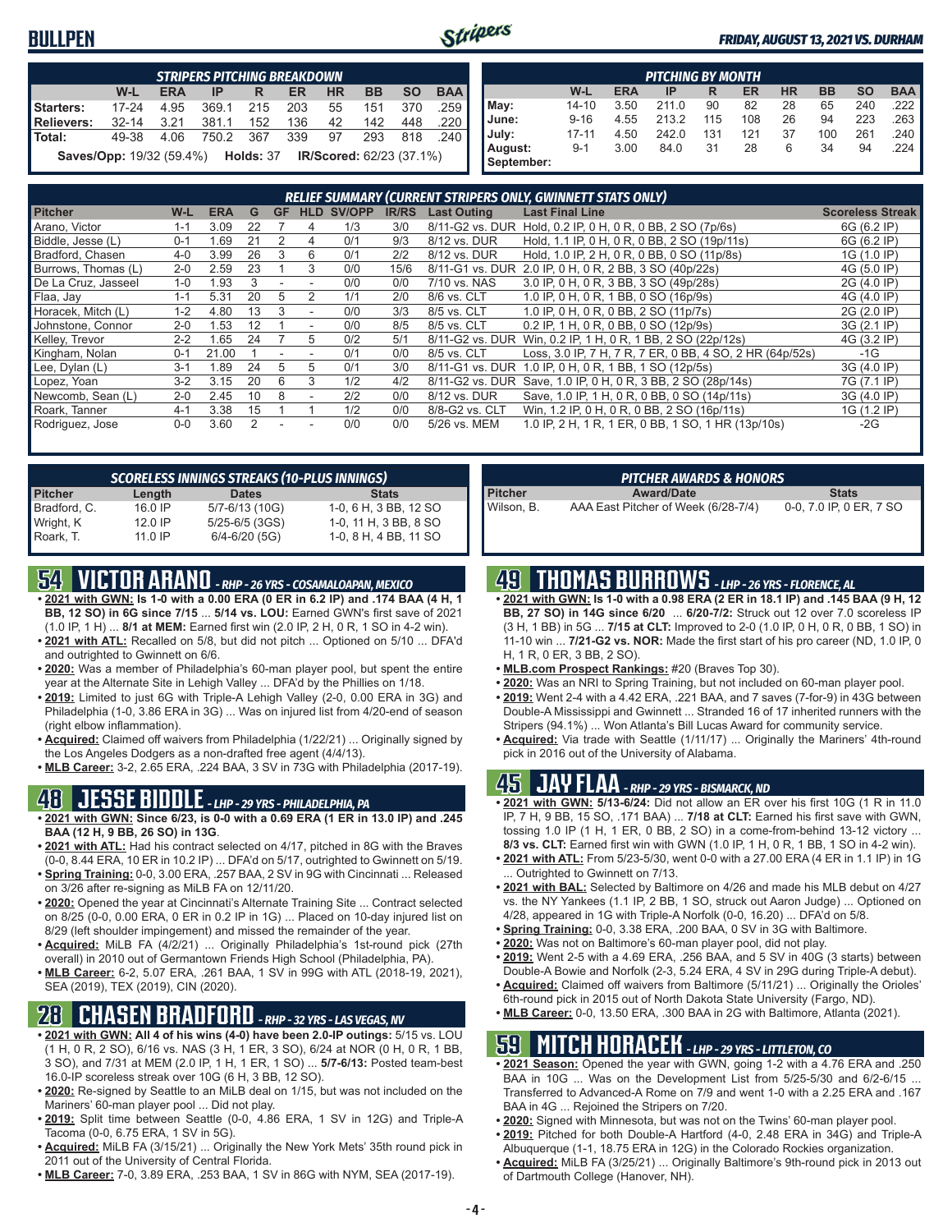# BULLPEN

*FRIDAY, AUGUST 13, 2021 VS. DURHAM*

**STRIPERS PITCHING BREAKDOWN**

| | W-L | ERA | IP | R | ER | HR | BB | SO | BAA |
|---|---|---|---|---|---|---|---|---|---|
| Starters: | 17-24 | 4.95 | 369.1 | 215 | 203 | 55 | 151 | 370 | .259 |
| Relievers: | 32-14 | 3.21 | 381.1 | 152 | 136 | 42 | 142 | 448 | .220 |
| Total: | 49-38 | 4.06 | 750.2 | 367 | 339 | 97 | 293 | 818 | .240 |

**Saves/Opp:** 19/32 (59.4%) **Holds:** 37 **IR/Scored:** 62/23 (37.1%)

**PITCHING BY MONTH**

| | W-L | ERA | IP | R | ER | HR | BB | SO | BAA |
|---|---|---|---|---|---|---|---|---|---|
| May: | 14-10 | 3.50 | 211.0 | 90 | 82 | 28 | 65 | 240 | .222 |
| June: | 9-16 | 4.55 | 213.2 | 115 | 108 | 26 | 94 | 223 | .263 |
| July: | 17-11 | 4.50 | 242.0 | 131 | 121 | 37 | 100 | 261 | .240 |
| August: | 9-1 | 3.00 | 84.0 | 31 | 28 | 6 | 34 | 94 | .224 |
| September: | | | | | | | | | |

**RELIEF SUMMARY (CURRENT STRIPERS ONLY, GWINNETT STATS ONLY)**

| Pitcher | W-L | ERA | G | GF | HLD | SV/OPP | IR/RS | Last Outing | Last Final Line | Scoreless Streak |
|---|---|---|---|---|---|---|---|---|---|---|
| Arano, Victor | 1-1 | 3.09 | 22 | 7 | 4 | 1/3 | 3/0 | 8/11-G2 vs. DUR | Hold, 0.2 IP, 0 H, 0 R, 0 BB, 2 SO (7p/6s) | 6G (6.2 IP) |
| Biddle, Jesse (L) | 0-1 | 1.69 | 21 | 2 | 4 | 0/1 | 9/3 | 8/12 vs. DUR | Hold, 1.1 IP, 0 H, 0 R, 0 BB, 2 SO (19p/11s) | 6G (6.2 IP) |
| Bradford, Chasen | 4-0 | 3.99 | 26 | 3 | 6 | 0/1 | 2/2 | 8/12 vs. DUR | Hold, 1.0 IP, 2 H, 0 R, 0 BB, 0 SO (11p/8s) | 1G (1.0 IP) |
| Burrows, Thomas (L) | 2-0 | 2.59 | 23 | 1 | 3 | 0/0 | 15/6 | 8/11-G1 vs. DUR | 2.0 IP, 0 H, 0 R, 2 BB, 3 SO (40p/22s) | 4G (5.0 IP) |
| De La Cruz, Jasseel | 1-0 | 1.93 | 3 | - | - | 0/0 | 0/0 | 7/10 vs. NAS | 3.0 IP, 0 H, 0 R, 3 BB, 3 SO (49p/28s) | 2G (4.0 IP) |
| Flaa, Jay | 1-1 | 5.31 | 20 | 5 | 2 | 1/1 | 2/0 | 8/6 vs. CLT | 1.0 IP, 0 H, 0 R, 1 BB, 0 SO (16p/9s) | 4G (4.0 IP) |
| Horacek, Mitch (L) | 1-2 | 4.80 | 13 | 3 | - | 0/0 | 3/3 | 8/5 vs. CLT | 1.0 IP, 0 H, 0 R, 0 BB, 2 SO (11p/7s) | 2G (2.0 IP) |
| Johnstone, Connor | 2-0 | 1.53 | 12 | 1 | - | 0/0 | 8/5 | 8/5 vs. CLT | 0.2 IP, 1 H, 0 R, 0 BB, 0 SO (12p/9s) | 3G (2.1 IP) |
| Kelley, Trevor | 2-2 | 1.65 | 24 | 7 | 5 | 0/2 | 5/1 | 8/11-G2 vs. DUR | Win, 0.2 IP, 1 H, 0 R, 1 BB, 2 SO (22p/12s) | 4G (3.2 IP) |
| Kingham, Nolan | 0-1 | 21.00 | 1 | - | - | 0/1 | 0/0 | 8/5 vs. CLT | Loss, 3.0 IP, 7 H, 7 R, 7 ER, 0 BB, 4 SO, 2 HR (64p/52s) | -1G |
| Lee, Dylan (L) | 3-1 | 1.89 | 24 | 5 | 5 | 0/1 | 3/0 | 8/11-G1 vs. DUR | 1.0 IP, 0 H, 0 R, 1 BB, 1 SO (12p/5s) | 3G (4.0 IP) |
| Lopez, Yoan | 3-2 | 3.15 | 20 | 6 | 3 | 1/2 | 4/2 | 8/11-G2 vs. DUR | Save, 1.0 IP, 0 H, 0 R, 3 BB, 2 SO (28p/14s) | 7G (7.1 IP) |
| Newcomb, Sean (L) | 2-0 | 2.45 | 10 | 8 | - | 2/2 | 0/0 | 8/12 vs. DUR | Save, 1.0 IP, 1 H, 0 R, 0 BB, 0 SO (14p/11s) | 3G (4.0 IP) |
| Roark, Tanner | 4-1 | 3.38 | 15 | 1 | 1 | 1/2 | 0/0 | 8/8-G2 vs. CLT | Win, 1.2 IP, 0 H, 0 R, 0 BB, 2 SO (16p/11s) | 1G (1.2 IP) |
| Rodriguez, Jose | 0-0 | 3.60 | 2 | - | - | 0/0 | 0/0 | 5/26 vs. MEM | 1.0 IP, 2 H, 1 R, 1 ER, 0 BB, 1 SO, 1 HR (13p/10s) | -2G |

**SCORELESS INNINGS STREAKS (10-PLUS INNINGS)**

| Pitcher | Length | Dates | Stats |
|---|---|---|---|
| Bradford, C. | 16.0 IP | 5/7-6/13 (10G) | 1-0, 6 H, 3 BB, 12 SO |
| Wright, K | 12.0 IP | 5/25-6/5 (3GS) | 1-0, 11 H, 3 BB, 8 SO |
| Roark, T. | 11.0 IP | 6/4-6/20 (5G) | 1-0, 8 H, 4 BB, 11 SO |

**PITCHER AWARDS & HONORS**

| Pitcher | Award/Date | Stats |
|---|---|---|
| Wilson, B. | AAA East Pitcher of the Week (6/28-7/4) | 0-0, 7.0 IP, 0 ER, 7 SO |

## 54 VICTOR ARANO - RHP - 26 YRS - COSAMALOAPAN, MEXICO

- **2021 with GWN: Is 1-0 with a 0.00 ERA (0 ER in 6.2 IP) and .174 BAA (4 H, 1 BB, 12 SO) in 6G since 7/15** ... **5/14 vs. LOU:** Earned GWN's first save of 2021 (1.0 IP, 1 H) ... **8/1 at MEM:** Earned first win (2.0 IP, 2 H, 0 R, 1 SO in 4-2 win).
- **2021 with ATL:** Recalled on 5/8, but did not pitch ... Optioned on 5/10 ... DFA'd and outrighted to Gwinnett on 6/6.
- **2020:** Was a member of Philadelphia's 60-man player pool, but spent the entire year at the Alternate Site in Lehigh Valley ... DFA'd by the Phillies on 1/18.
- **2019:** Limited to just 6G with Triple-A Lehigh Valley (2-0, 0.00 ERA in 3G) and Philadelphia (1-0, 3.86 ERA in 3G) ... Was on injured list from 4/20-end of season (right elbow inflammation).
- **Acquired:** Claimed off waivers from Philadelphia (1/22/21) ... Originally signed by the Los Angeles Dodgers as a non-drafted free agent (4/4/13).
- **MLB Career:** 3-2, 2.65 ERA, .224 BAA, 3 SV in 73G with Philadelphia (2017-19).

## 48 JESSE BIDDLE - LHP - 29 YRS - PHILADELPHIA, PA

- **2021 with GWN: Since 6/23, is 0-0 with a 0.69 ERA (1 ER in 13.0 IP) and .245 BAA (12 H, 9 BB, 26 SO) in 13G**.
- **2021 with ATL:** Had his contract selected on 4/17, pitched in 8G with the Braves (0-0, 8.44 ERA, 10 ER in 10.2 IP) ... DFA'd on 5/17, outrighted to Gwinnett on 5/19.
- **Spring Training:** 0-0, 3.00 ERA, .257 BAA, 2 SV in 9G with Cincinnati ... Released on 3/26 after re-signing as MiLB FA on 12/11/20.
- **2020:** Opened the year at Cincinnati's Alternate Training Site ... Contract selected on 8/25 (0-0, 0.00 ERA, 0 ER in 0.2 IP in 1G) ... Placed on 10-day injured list on 8/29 (left shoulder impingement) and missed the remainder of the year.
- **Acquired:** MiLB FA (4/2/21) ... Originally Philadelphia's 1st-round pick (27th overall) in 2010 out of Germantown Friends High School (Philadelphia, PA).
- **MLB Career:** 6-2, 5.07 ERA, .261 BAA, 1 SV in 99G with ATL (2018-19, 2021), SEA (2019), TEX (2019), CIN (2020).

## 28 CHASEN BRADFORD - RHP - 32 YRS - LAS VEGAS, NV

- **2021 with GWN: All 4 of his wins (4-0) have been 2.0-IP outings:** 5/15 vs. LOU (1 H, 0 R, 2 SO), 6/16 vs. NAS (3 H, 1 ER, 3 SO), 6/24 at NOR (0 H, 0 R, 1 BB, 3 SO), and 7/31 at MEM (2.0 IP, 1 H, 1 ER, 1 SO) ... **5/7-6/13:** Posted team-best 16.0-IP scoreless streak over 10G (6 H, 3 BB, 12 SO).
- **2020:** Re-signed by Seattle to an MiLB deal on 1/15, but was not included on the Mariners' 60-man player pool ... Did not play.
- **2019:** Split time between Seattle (0-0, 4.86 ERA, 1 SV in 12G) and Triple-A Tacoma (0-0, 6.75 ERA, 1 SV in 5G).
- **Acquired:** MiLB FA (3/15/21) ... Originally the New York Mets' 35th round pick in 2011 out of the University of Central Florida.
- **MLB Career:** 7-0, 3.89 ERA, .253 BAA, 1 SV in 86G with NYM, SEA (2017-19).

## 49 THOMAS BURROWS - LHP - 26 YRS - FLORENCE, AL

- **2021 with GWN: Is 1-0 with a 0.98 ERA (2 ER in 18.1 IP) and .145 BAA (9 H, 12 BB, 27 SO) in 14G since 6/20** ... **6/20-7/2:** Struck out 12 over 7.0 scoreless IP (3 H, 1 BB) in 5G ... **7/15 at CLT:** Improved to 2-0 (1.0 IP, 0 H, 0 R, 0 BB, 1 SO) in 11-10 win ... **7/21-G2 vs. NOR:** Made the first start of his pro career (ND, 1.0 IP, 0 H, 1 R, 0 ER, 3 BB, 2 SO).
- **MLB.com Prospect Rankings:** #20 (Braves Top 30).
- **2020:** Was an NRI to Spring Training, but not included on 60-man player pool.
- **2019:** Went 2-4 with a 4.42 ERA, .221 BAA, and 7 saves (7-for-9) in 43G between Double-A Mississippi and Gwinnett ... Stranded 16 of 17 inherited runners with the Stripers (94.1%) ... Won Atlanta's Bill Lucas Award for community service.
- **Acquired:** Via trade with Seattle (1/11/17) ... Originally the Mariners' 4th-round pick in 2016 out of the University of Alabama.

## 45 JAY FLAA - RHP - 29 YRS - BISMARCK, ND

- **2021 with GWN: 5/13-6/24:** Did not allow an ER over his first 10G (1 R in 11.0 IP, 7 H, 9 BB, 15 SO, .171 BAA) ... **7/18 at CLT:** Earned his first save with GWN, tossing 1.0 IP (1 H, 1 ER, 0 BB, 2 SO) in a come-from-behind 13-12 victory ... **8/3 vs. CLT:** Earned first win with GWN (1.0 IP, 1 H, 0 R, 1 BB, 1 SO in 4-2 win).
- **2021 with ATL:** From 5/23-5/30, went 0-0 with a 27.00 ERA (4 ER in 1.1 IP) in 1G ... Outrighted to Gwinnett on 7/13.
- **2021 with BAL:** Selected by Baltimore on 4/26 and made his MLB debut on 4/27 vs. the NY Yankees (1.1 IP, 2 BB, 1 SO, struck out Aaron Judge) ... Optioned on 4/28, appeared in 1G with Triple-A Norfolk (0-0, 16.20) ... DFA'd on 5/8.
- **Spring Training:** 0-0, 3.38 ERA, .200 BAA, 0 SV in 3G with Baltimore.
- **2020:** Was not on Baltimore's 60-man player pool, did not play.
- **2019:** Went 2-5 with a 4.69 ERA, .256 BAA, and 5 SV in 40G (3 starts) between Double-A Bowie and Norfolk (2-3, 5.24 ERA, 4 SV in 29G during Triple-A debut).
- **Acquired:** Claimed off waivers from Baltimore (5/11/21) ... Originally the Orioles' 6th-round pick in 2015 out of North Dakota State University (Fargo, ND).
- **MLB Career:** 0-0, 13.50 ERA, .300 BAA in 2G with Baltimore, Atlanta (2021).

## 59 MITCH HORACEK - LHP - 29 YRS - LITTLETON, CO

- **2021 Season:** Opened the year with GWN, going 1-2 with a 4.76 ERA and .250 BAA in 10G ... Was on the Development List from 5/25-5/30 and 6/2-6/15 ... Transferred to Advanced-A Rome on 7/9 and went 1-0 with a 2.25 ERA and .167 BAA in 4G ... Rejoined the Stripers on 7/20.
- **2020:** Signed with Minnesota, but was not on the Twins' 60-man player pool.
- **2019:** Pitched for both Double-A Hartford (4-0, 2.48 ERA in 34G) and Triple-A Albuquerque (1-1, 18.75 ERA in 12G) in the Colorado Rockies organization.
- **Acquired:** MiLB FA (3/25/21) ... Originally Baltimore's 9th-round pick in 2013 out of Dartmouth College (Hanover, NH).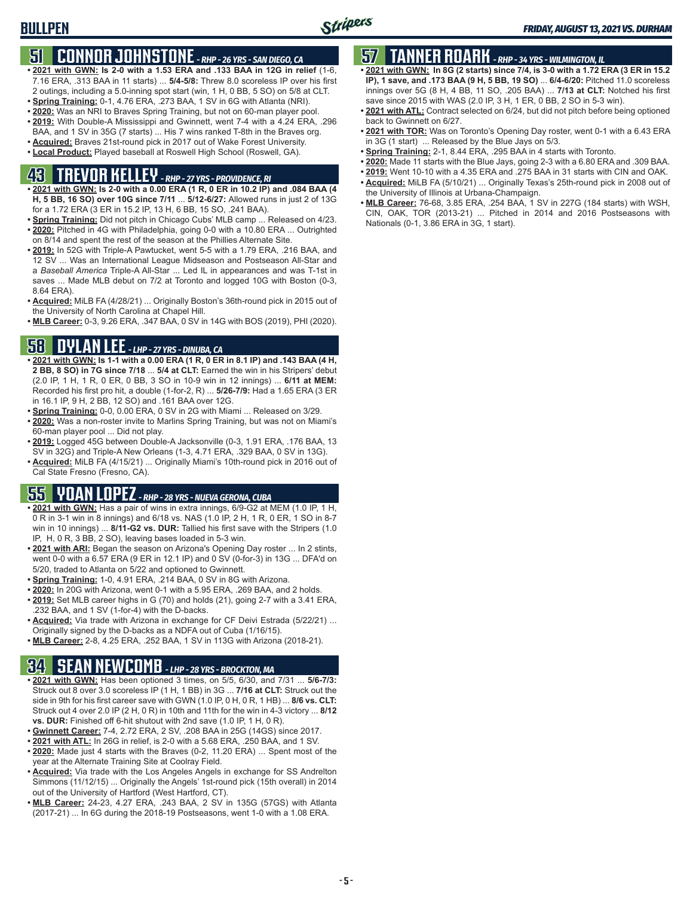# BULLPEN

## 51 CONNOR JOHNSTONE - RHP - 26 YRS - SAN DIEGO, CA

- **2021 with GWN: Is 2-0 with a 1.53 ERA and .133 BAA in 12G in relief** (1-6, 7.16 ERA, .313 BAA in 11 starts) ... **5/4-5/8:** Threw 8.0 scoreless IP over his first 2 outings, including a 5.0-inning spot start (win, 1 H, 0 BB, 5 SO) on 5/8 at CLT.
- **Spring Training:** 0-1, 4.76 ERA, .273 BAA, 1 SV in 6G with Atlanta (NRI).
- **2020:** Was an NRI to Braves Spring Training, but not on 60-man player pool.
- **2019:** With Double-A Mississippi and Gwinnett, went 7-4 with a 4.24 ERA, .296 BAA, and 1 SV in 35G (7 starts) ... His 7 wins ranked T-8th in the Braves org.
- **Acquired:** Braves 21st-round pick in 2017 out of Wake Forest University.
- **Local Product:** Played baseball at Roswell High School (Roswell, GA).

## 43 TREVOR KELLEY - RHP - 27 YRS - PROVIDENCE, RI

- **2021 with GWN: Is 2-0 with a 0.00 ERA (1 R, 0 ER in 10.2 IP) and .084 BAA (4 H, 5 BB, 16 SO) over 10G since 7/11** ... **5/12-6/27:** Allowed runs in just 2 of 13G for a 1.72 ERA (3 ER in 15.2 IP, 13 H, 6 BB, 15 SO, .241 BAA).
- **Spring Training:** Did not pitch in Chicago Cubs' MLB camp ... Released on 4/23.
- **2020:** Pitched in 4G with Philadelphia, going 0-0 with a 10.80 ERA ... Outrighted on 8/14 and spent the rest of the season at the Phillies Alternate Site.
- **2019:** In 52G with Triple-A Pawtucket, went 5-5 with a 1.79 ERA, .216 BAA, and 12 SV ... Was an International League Midseason and Postseason All-Star and a *Baseball America* Triple-A All-Star ... Led IL in appearances and was T-1st in saves ... Made MLB debut on 7/2 at Toronto and logged 10G with Boston (0-3, 8.64 ERA).
- **Acquired:** MiLB FA (4/28/21) ... Originally Boston's 36th-round pick in 2015 out of the University of North Carolina at Chapel Hill.
- **MLB Career:** 0-3, 9.26 ERA, .347 BAA, 0 SV in 14G with BOS (2019), PHI (2020).

## 58 DYLAN LEE - LHP - 27 YRS - DINUBA, CA

- **2021 with GWN: Is 1-1 with a 0.00 ERA (1 R, 0 ER in 8.1 IP) and .143 BAA (4 H, 2 BB, 8 SO) in 7G since 7/18** ... **5/4 at CLT:** Earned the win in his Stripers' debut (2.0 IP, 1 H, 1 R, 0 ER, 0 BB, 3 SO in 10-9 win in 12 innings) ... **6/11 at MEM:** Recorded his first pro hit, a double (1-for-2, R) ... **5/26-7/9:** Had a 1.65 ERA (3 ER in 16.1 IP, 9 H, 2 BB, 12 SO) and .161 BAA over 12G.
- **Spring Training:** 0-0, 0.00 ERA, 0 SV in 2G with Miami ... Released on 3/29.
- **2020:** Was a non-roster invite to Marlins Spring Training, but was not on Miami's 60-man player pool ... Did not play.
- **2019:** Logged 45G between Double-A Jacksonville (0-3, 1.91 ERA, .176 BAA, 13 SV in 32G) and Triple-A New Orleans (1-3, 4.71 ERA, .329 BAA, 0 SV in 13G).
- **Acquired:** MiLB FA (4/15/21) ... Originally Miami's 10th-round pick in 2016 out of Cal State Fresno (Fresno, CA).

## 55 YOAN LOPEZ - RHP - 28 YRS - NUEVA GERONA, CUBA

- **2021 with GWN:** Has a pair of wins in extra innings, 6/9-G2 at MEM (1.0 IP, 1 H, 0 R in 3-1 win in 8 innings) and 6/18 vs. NAS (1.0 IP, 2 H, 1 R, 0 ER, 1 SO in 8-7 win in 10 innings) ... **8/11-G2 vs. DUR:** Tallied his first save with the Stripers (1.0 IP, H, 0 R, 3 BB, 2 SO), leaving bases loaded in 5-3 win.
- **2021 with ARI:** Began the season on Arizona's Opening Day roster ... In 2 stints, went 0-0 with a 6.57 ERA (9 ER in 12.1 IP) and 0 SV (0-for-3) in 13G ... DFA'd on 5/20, traded to Atlanta on 5/22 and optioned to Gwinnett.
- **Spring Training:** 1-0, 4.91 ERA, .214 BAA, 0 SV in 8G with Arizona.
- **2020:** In 20G with Arizona, went 0-1 with a 5.95 ERA, .269 BAA, and 2 holds.
- **2019:** Set MLB career highs in G (70) and holds (21), going 2-7 with a 3.41 ERA, .232 BAA, and 1 SV (1-for-4) with the D-backs.
- **Acquired:** Via trade with Arizona in exchange for CF Deivi Estrada (5/22/21) ... Originally signed by the D-backs as a NDFA out of Cuba (1/16/15).
- **MLB Career:** 2-8, 4.25 ERA, .252 BAA, 1 SV in 113G with Arizona (2018-21).

## 34 SEAN NEWCOMB - LHP - 28 YRS - BROCKTON, MA

- **2021 with GWN:** Has been optioned 3 times, on 5/5, 6/30, and 7/31 ... **5/6-7/3:** Struck out 8 over 3.0 scoreless IP (1 H, 1 BB) in 3G ... **7/16 at CLT:** Struck out the side in 9th for his first career save with GWN (1.0 IP, 0 H, 0 R, 1 HB) ... **8/6 vs. CLT:** Struck out 4 over 2.0 IP (2 H, 0 R) in 10th and 11th for the win in 4-3 victory ... **8/12 vs. DUR:** Finished off 6-hit shutout with 2nd save (1.0 IP, 1 H, 0 R).
- **Gwinnett Career:** 7-4, 2.72 ERA, 2 SV, .208 BAA in 25G (14GS) since 2017.
- **2021 with ATL:** In 26G in relief, is 2-0 with a 5.68 ERA, .250 BAA, and 1 SV.
- **2020:** Made just 4 starts with the Braves (0-2, 11.20 ERA) ... Spent most of the year at the Alternate Training Site at Coolray Field.
- **Acquired:** Via trade with the Los Angeles Angels in exchange for SS Andrelton Simmons (11/12/15) ... Originally the Angels' 1st-round pick (15th overall) in 2014 out of the University of Hartford (West Hartford, CT).
- **MLB Career:** 24-23, 4.27 ERA, .243 BAA, 2 SV in 135G (57GS) with Atlanta (2017-21) ... In 6G during the 2018-19 Postseasons, went 1-0 with a 1.08 ERA.

## 57 TANNER ROARK - RHP - 34 YRS - WILMINGTON, IL

- **2021 with GWN: In 8G (2 starts) since 7/4, is 3-0 with a 1.72 ERA (3 ER in 15.2 IP), 1 save, and .173 BAA (9 H, 5 BB, 19 SO)** ... **6/4-6/20:** Pitched 11.0 scoreless innings over 5G (8 H, 4 BB, 11 SO, .205 BAA) ... **7/13 at CLT:** Notched his first save since 2015 with WAS (2.0 IP, 3 H, 1 ER, 0 BB, 2 SO in 5-3 win).
- **2021 with ATL:** Contract selected on 6/24, but did not pitch before being optioned back to Gwinnett on 6/27.
- **2021 with TOR:** Was on Toronto's Opening Day roster, went 0-1 with a 6.43 ERA in 3G (1 start) ... Released by the Blue Jays on 5/3.
- **Spring Training:** 2-1, 8.44 ERA, .295 BAA in 4 starts with Toronto.
- **2020:** Made 11 starts with the Blue Jays, going 2-3 with a 6.80 ERA and .309 BAA.
- **2019:** Went 10-10 with a 4.35 ERA and .275 BAA in 31 starts with CIN and OAK.
- **Acquired:** MiLB FA (5/10/21) ... Originally Texas's 25th-round pick in 2008 out of the University of Illinois at Urbana-Champaign.
- **MLB Career:** 76-68, 3.85 ERA, .254 BAA, 1 SV in 227G (184 starts) with WSH, CIN, OAK, TOR (2013-21) ... Pitched in 2014 and 2016 Postseasons with Nationals (0-1, 3.86 ERA in 3G, 1 start).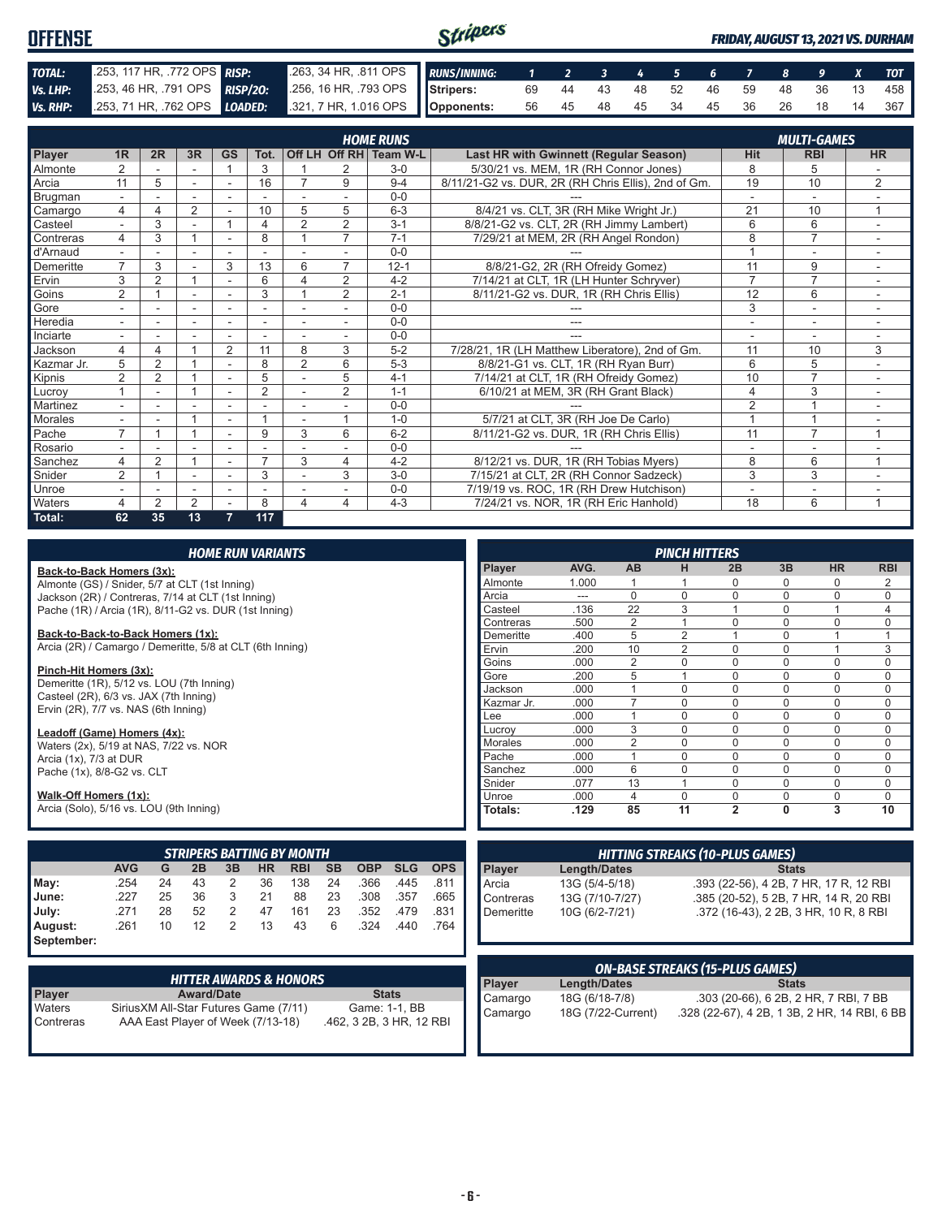# OFFENSE

*FRIDAY, AUGUST 13, 2021 VS. DURHAM*

| | | | |
|---|---|---|---|
| **TOTAL:** | .253, 117 HR, .772 OPS | **RISP:** | .263, 34 HR, .811 OPS |
| **Vs. LHP:** | .253, 46 HR, .791 OPS | **RISP/2O:** | .256, 16 HR, .793 OPS |
| **Vs. RHP:** | .253, 71 HR, .762 OPS | **LOADED:** | .321, 7 HR, 1.016 OPS |

| RUNS/INNING: | 1 | 2 | 3 | 4 | 5 | 6 | 7 | 8 | 9 | X | TOT |
|---|---|---|---|---|---|---|---|---|---|---|---|
| **Stripers:** | 69 | 44 | 43 | 48 | 52 | 46 | 59 | 48 | 36 | 13 | 458 |
| **Opponents:** | 56 | 45 | 48 | 45 | 34 | 45 | 36 | 26 | 18 | 14 | 367 |

## HOME RUNS / MULTI-GAMES

| Player | 1R | 2R | 3R | GS | Tot. | Off LH | Off RH | Team W-L | Last HR with Gwinnett (Regular Season) | Hit | RBI | HR |
|---|---|---|---|---|---|---|---|---|---|---|---|---|
| Almonte | 2 | - | - | 1 | 3 | 1 | 2 | 3-0 | 5/30/21 vs. MEM, 1R (RH Connor Jones) | 8 | 5 | - |
| Arcia | 11 | 5 | - | - | 16 | 7 | 9 | 9-4 | 8/11/21-G2 vs. DUR, 2R (RH Chris Ellis), 2nd of Gm. | 19 | 10 | 2 |
| Brugman | - | - | - | - | - | - | - | 0-0 | --- | - | - | - |
| Camargo | 4 | 4 | 2 | - | 10 | 5 | 5 | 6-3 | 8/4/21 vs. CLT, 3R (RH Mike Wright Jr.) | 21 | 10 | 1 |
| Casteel | - | 3 | - | 1 | 4 | 2 | 2 | 3-1 | 8/8/21-G2 vs. CLT, 2R (RH Jimmy Lambert) | 6 | 6 | - |
| Contreras | 4 | 3 | 1 | - | 8 | 1 | 7 | 7-1 | 7/29/21 at MEM, 2R (RH Angel Rondon) | 8 | 7 | - |
| d'Arnaud | - | - | - | - | - | - | - | 0-0 | --- | 1 | - | - |
| Demeritte | 7 | 3 | - | 3 | 13 | 6 | 7 | 12-1 | 8/8/21-G2, 2R (RH Ofreidy Gomez) | 11 | 9 | - |
| Ervin | 3 | 2 | 1 | - | 6 | 4 | 2 | 4-2 | 7/14/21 at CLT, 1R (LH Hunter Schryver) | 7 | 7 | - |
| Goins | 2 | 1 | - | - | 3 | 1 | 2 | 2-1 | 8/11/21-G2 vs. DUR, 1R (RH Chris Ellis) | 12 | 6 | - |
| Gore | - | - | - | - | - | - | - | 0-0 | --- | 3 | - | - |
| Heredia | - | - | - | - | - | - | - | 0-0 | --- | - | - | - |
| Inciarte | - | - | - | - | - | - | - | 0-0 | --- | - | - | - |
| Jackson | 4 | 4 | 1 | 2 | 11 | 8 | 3 | 5-2 | 7/28/21, 1R (LH Matthew Liberatore), 2nd of Gm. | 11 | 10 | 3 |
| Kazmar Jr. | 5 | 2 | 1 | - | 8 | 2 | 6 | 5-3 | 8/8/21-G1 vs. CLT, 1R (RH Ryan Burr) | 6 | 5 | - |
| Kipnis | 2 | 2 | 1 | - | 5 | - | 5 | 4-1 | 7/14/21 at CLT, 1R (RH Ofreidy Gomez) | 10 | 7 | - |
| Lucroy | 1 | - | 1 | - | 2 | - | 2 | 1-1 | 6/10/21 at MEM, 3R (RH Grant Black) | 4 | 3 | - |
| Martinez | - | - | - | - | - | - | - | 0-0 | --- | 2 | 1 | - |
| Morales | - | - | 1 | - | 1 | - | 1 | 1-0 | 5/7/21 at CLT, 3R (RH Joe De Carlo) | 1 | 1 | - |
| Pache | 7 | 1 | 1 | - | 9 | 3 | 6 | 6-2 | 8/11/21-G2 vs. DUR, 1R (RH Chris Ellis) | 11 | 7 | 1 |
| Rosario | - | - | - | - | - | - | - | 0-0 | --- | - | - | - |
| Sanchez | 4 | 2 | 1 | - | 7 | 3 | 4 | 4-2 | 8/12/21 vs. DUR, 1R (RH Tobias Myers) | 8 | 6 | 1 |
| Snider | 2 | 1 | - | - | 3 | - | 3 | 3-0 | 7/15/21 at CLT, 2R (RH Connor Sadzeck) | 3 | 3 | - |
| Unroe | - | - | - | - | - | - | - | 0-0 | 7/19/19 vs. ROC, 1R (RH Drew Hutchison) | - | - | - |
| Waters | 4 | 2 | 2 | - | 8 | 4 | 4 | 4-3 | 7/24/21 vs. NOR, 1R (RH Eric Hanhold) | 18 | 6 | 1 |
| **Total:** | **62** | **35** | **13** | **7** | **117** | | | | | | | |

## HOME RUN VARIANTS

**Back-to-Back Homers (3x):**
Almonte (GS) / Snider, 5/7 at CLT (1st Inning)
Jackson (2R) / Contreras, 7/14 at CLT (1st Inning)
Pache (1R) / Arcia (1R), 8/11-G2 vs. DUR (1st Inning)

**Back-to-Back-to-Back Homers (1x):**
Arcia (2R) / Camargo / Demeritte, 5/8 at CLT (6th Inning)

**Pinch-Hit Homers (3x):**
Demeritte (1R), 5/12 vs. LOU (7th Inning)
Casteel (2R), 6/3 vs. JAX (7th Inning)
Ervin (2R), 7/7 vs. NAS (6th Inning)

**Leadoff (Game) Homers (4x):**
Waters (2x), 5/19 at NAS, 7/22 vs. NOR
Arcia (1x), 7/3 at DUR
Pache (1x), 8/8-G2 vs. CLT

**Walk-Off Homers (1x):**
Arcia (Solo), 5/16 vs. LOU (9th Inning)

## PINCH HITTERS

| Player | AVG. | AB | H | 2B | 3B | HR | RBI |
|---|---|---|---|---|---|---|---|
| Almonte | 1.000 | 1 | 1 | 0 | 0 | 0 | 2 |
| Arcia | --- | 0 | 0 | 0 | 0 | 0 | 0 |
| Casteel | .136 | 22 | 3 | 1 | 0 | 1 | 4 |
| Contreras | .500 | 2 | 1 | 0 | 0 | 0 | 0 |
| Demeritte | .400 | 5 | 2 | 1 | 0 | 1 | 1 |
| Ervin | .200 | 10 | 2 | 0 | 0 | 1 | 3 |
| Goins | .000 | 2 | 0 | 0 | 0 | 0 | 0 |
| Gore | .200 | 5 | 1 | 0 | 0 | 0 | 0 |
| Jackson | .000 | 1 | 0 | 0 | 0 | 0 | 0 |
| Kazmar Jr. | .000 | 7 | 0 | 0 | 0 | 0 | 0 |
| Lee | .000 | 1 | 0 | 0 | 0 | 0 | 0 |
| Lucroy | .000 | 3 | 0 | 0 | 0 | 0 | 0 |
| Morales | .000 | 2 | 0 | 0 | 0 | 0 | 0 |
| Pache | .000 | 1 | 0 | 0 | 0 | 0 | 0 |
| Sanchez | .000 | 6 | 0 | 0 | 0 | 0 | 0 |
| Snider | .077 | 13 | 1 | 0 | 0 | 0 | 0 |
| Unroe | .000 | 4 | 0 | 0 | 0 | 0 | 0 |
| **Totals:** | **.129** | **85** | **11** | **2** | **0** | **3** | **10** |

## STRIPERS BATTING BY MONTH

| | AVG | G | 2B | 3B | HR | RBI | SB | OBP | SLG | OPS |
|---|---|---|---|---|---|---|---|---|---|---|
| **May:** | .254 | 24 | 43 | 2 | 36 | 138 | 24 | .366 | .445 | .811 |
| **June:** | .227 | 25 | 36 | 3 | 21 | 88 | 23 | .308 | .357 | .665 |
| **July:** | .271 | 28 | 52 | 2 | 47 | 161 | 23 | .352 | .479 | .831 |
| **August:** | .261 | 10 | 12 | 2 | 13 | 43 | 6 | .324 | .440 | .764 |
| **September:** | | | | | | | | | | |

## HITTING STREAKS (10-PLUS GAMES)

| Player | Length/Dates | Stats |
|---|---|---|
| Arcia | 13G (5/4-5/18) | .393 (22-56), 4 2B, 7 HR, 17 R, 12 RBI |
| Contreras | 13G (7/10-7/27) | .385 (20-52), 5 2B, 7 HR, 14 R, 20 RBI |
| Demeritte | 10G (6/2-7/21) | .372 (16-43), 2 2B, 3 HR, 10 R, 8 RBI |

## HITTER AWARDS & HONORS

| Player | Award/Date | Stats |
|---|---|---|
| Waters | SiriusXM All-Star Futures Game (7/11) | Game: 1-1, BB |
| Contreras | AAA East Player of Week (7/13-18) | .462, 3 2B, 3 HR, 12 RBI |

## ON-BASE STREAKS (15-PLUS GAMES)

| Player | Length/Dates | Stats |
|---|---|---|
| Camargo | 18G (6/18-7/8) | .303 (20-66), 6 2B, 2 HR, 7 RBI, 7 BB |
| Camargo | 18G (7/22-Current) | .328 (22-67), 4 2B, 1 3B, 2 HR, 14 RBI, 6 BB |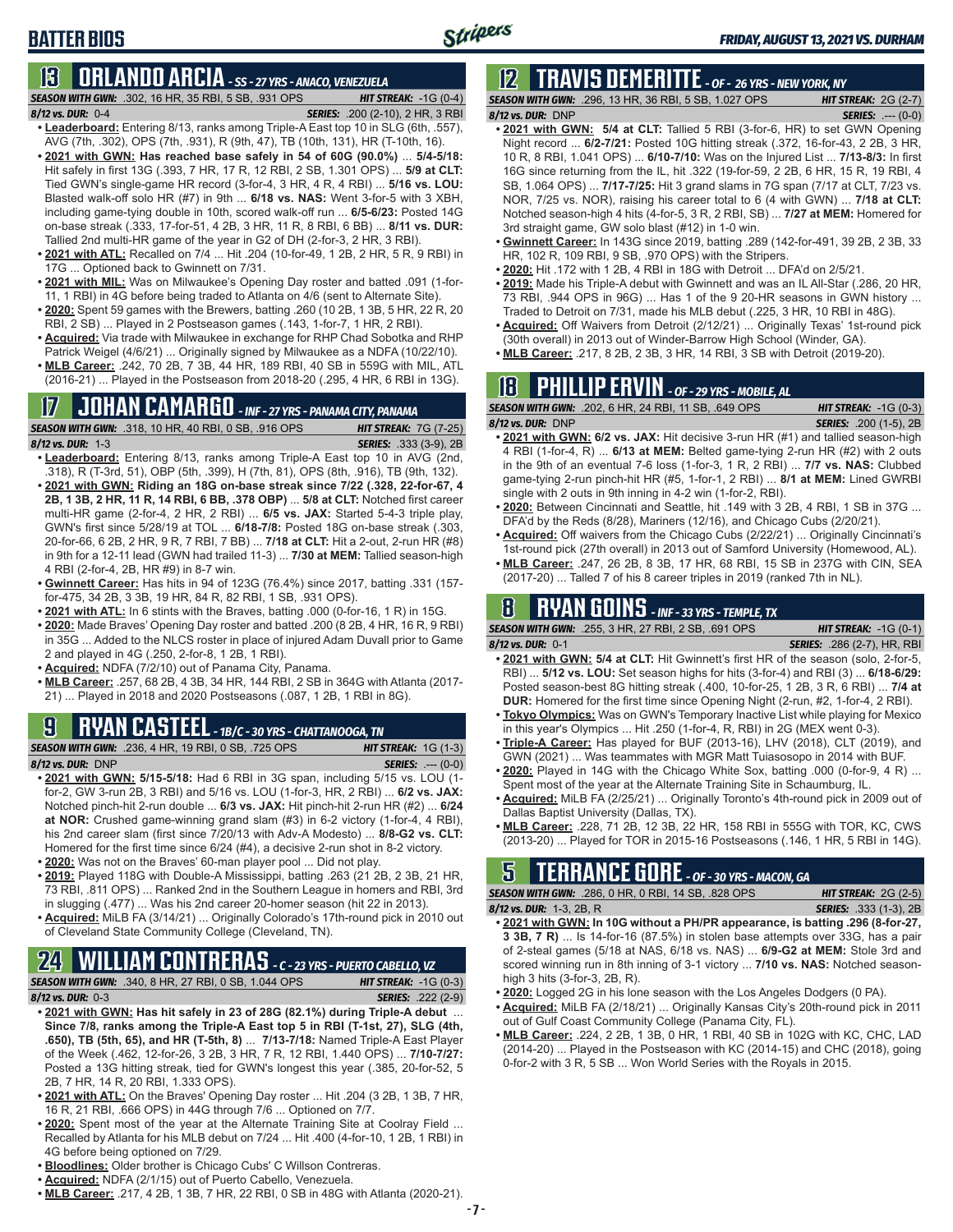# BATTER BIOS

FRIDAY, AUGUST 13, 2021 VS. DURHAM

## 13 ORLANDO ARCIA - SS - 27 YRS - ANACO, VENEZUELA

**SEASON WITH GWN:** .302, 16 HR, 35 RBI, 5 SB, .931 OPS **HIT STREAK:** -1G (0-4)
**8/12 vs. DUR:** 0-4 **SERIES:** .200 (2-10), 2 HR, 3 RBI

- **Leaderboard:** Entering 8/13, ranks among Triple-A East top 10 in SLG (6th, .557), AVG (7th, .302), OPS (7th, .931), R (9th, 47), TB (10th, 131), HR (T-10th, 16).
- **2021 with GWN: Has reached base safely in 54 of 60G (90.0%)** ... **5/4-5/18:** Hit safely in first 13G (.393, 7 HR, 17 R, 12 RBI, 2 SB, 1.301 OPS) ... **5/9 at CLT:** Tied GWN's single-game HR record (3-for-4, 3 HR, 4 R, 4 RBI) ... **5/16 vs. LOU:** Blasted walk-off solo HR (#7) in 9th ... **6/18 vs. NAS:** Went 3-for-5 with 3 XBH, including game-tying double in 10th, scored walk-off run ... **6/5-6/23:** Posted 14G on-base streak (.333, 17-for-51, 4 2B, 3 HR, 11 R, 8 RBI, 6 BB) ... **8/11 vs. DUR:** Tallied 2nd multi-HR game of the year in G2 of DH (2-for-3, 2 HR, 3 RBI).
- **2021 with ATL:** Recalled on 7/4 ... Hit .204 (10-for-49, 1 2B, 2 HR, 5 R, 9 RBI) in 17G ... Optioned back to Gwinnett on 7/31.
- **2021 with MIL:** Was on Milwaukee's Opening Day roster and batted .091 (1-for-11, 1 RBI) in 4G before being traded to Atlanta on 4/6 (sent to Alternate Site).
- **2020:** Spent 59 games with the Brewers, batting .260 (10 2B, 1 3B, 5 HR, 22 R, 20 RBI, 2 SB) ... Played in 2 Postseason games (.143, 1-for-7, 1 HR, 2 RBI).
- **Acquired:** Via trade with Milwaukee in exchange for RHP Chad Sobotka and RHP Patrick Weigel (4/6/21) ... Originally signed by Milwaukee as a NDFA (10/22/10).
- **MLB Career:** .242, 70 2B, 7 3B, 44 HR, 189 RBI, 40 SB in 559G with MIL, ATL (2016-21) ... Played in the Postseason from 2018-20 (.295, 4 HR, 6 RBI in 13G).

## 17 JOHAN CAMARGO - INF - 27 YRS - PANAMA CITY, PANAMA

**SEASON WITH GWN:** .318, 10 HR, 40 RBI, 0 SB, .916 OPS **HIT STREAK:** 7G (7-25)
**8/12 vs. DUR:** 1-3 **SERIES:** .333 (3-9), 2B

- **Leaderboard:** Entering 8/13, ranks among Triple-A East top 10 in AVG (2nd, .318), R (T-3rd, 51), OBP (5th, .399), H (7th, 81), OPS (8th, .916), TB (9th, 132).
- **2021 with GWN: Riding an 18G on-base streak since 7/22 (.328, 22-for-67, 4 2B, 1 3B, 2 HR, 11 R, 14 RBI, 6 BB, .378 OBP)** ... **5/8 at CLT:** Notched first career multi-HR game (2-for-4, 2 HR, 2 RBI) ... **6/5 vs. JAX:** Started 5-4-3 triple play, GWN's first since 5/28/19 at TOL ... **6/18-7/8:** Posted 18G on-base streak (.303, 20-for-66, 6 2B, 2 HR, 9 R, 7 RBI, 7 BB) ... **7/18 at CLT:** Hit a 2-out, 2-run HR (#8) in 9th for a 12-11 lead (GWN had trailed 11-3) ... **7/30 at MEM:** Tallied season-high 4 RBI (2-for-4, 2B, HR #9) in 8-7 win.
- **Gwinnett Career:** Has hit in 94 of 123G (76.4%) since 2017, batting .331 (157-for-475, 34 2B, 3 3B, 19 HR, 84 R, 82 RBI, 1 SB, .931 OPS).
- **2021 with ATL:** In 6 stints with the Braves, batting .000 (0-for-16, 1 R) in 15G.
- **2020:** Made Braves' Opening Day roster and batted .200 (8 2B, 4 HR, 16 R, 9 RBI) in 35G ... Added to the NLCS roster in place of injured Adam Duvall prior to Game 2 and played in 4G (.250, 2-for-8, 1 2B, 1 RBI).
- **Acquired:** NDFA (7/2/10) out of Panama City, Panama.
- **MLB Career:** .257, 68 2B, 4 3B, 34 HR, 144 RBI, 2 SB in 364G with Atlanta (2017-21) ... Played in 2018 and 2020 Postseasons (.087, 1 2B, 1 RBI in 8G).

## 9 RYAN CASTEEL - 1B/C - 30 YRS - CHATTANOOGA, TN

**SEASON WITH GWN:** .236, 4 HR, 19 RBI, 0 SB, .725 OPS **HIT STREAK:** 1G (1-3)
**8/12 vs. DUR:** DNP **SERIES:** .--- (0-0)

- **2021 with GWN: 5/15-5/18:** Had 6 RBI in 3G span, including 5/15 vs. LOU (1-for-2, GW 3-run 2B, 3 RBI) and 5/16 vs. LOU (1-for-3, HR, 2 RBI) ... **6/2 vs. JAX:** Notched pinch-hit 2-run double ... **6/3 vs. JAX:** Hit pinch-hit 2-run HR (#2) ... **6/24 at NOR:** Crushed game-winning grand slam (#3) in 6-2 victory (1-for-4, 4 RBI), his 2nd career slam (first since 7/20/13 with Adv-A Modesto) ... **8/8-G2 vs. CLT:** Homered for the first time since 6/24 (#4), a decisive 2-run shot in 8-2 victory.
- **2020:** Was not on the Braves' 60-man player pool ... Did not play.
- **2019:** Played 118G with Double-A Mississippi, batting .263 (21 2B, 2 3B, 21 HR, 73 RBI, .811 OPS) ... Ranked 2nd in the Southern League in homers and RBI, 3rd in slugging (.477) ... Was his 2nd career 20-homer season (hit 22 in 2013).
- **Acquired:** MiLB FA (3/14/21) ... Originally Colorado's 17th-round pick in 2010 out of Cleveland State Community College (Cleveland, TN).

## 24 WILLIAM CONTRERAS - C - 23 YRS - PUERTO CABELLO, VZ

**SEASON WITH GWN:** .340, 8 HR, 27 RBI, 0 SB, 1.044 OPS **HIT STREAK:** -1G (0-3)
**8/12 vs. DUR:** 0-3 **SERIES:** .222 (2-9)

- **2021 with GWN: Has hit safely in 23 of 28G (82.1%) during Triple-A debut** ... **Since 7/8, ranks among the Triple-A East top 5 in RBI (T-1st, 27), SLG (4th, .650), TB (5th, 65), and HR (T-5th, 8)** ... **7/13-7/18:** Named Triple-A East Player of the Week (.462, 12-for-26, 3 2B, 3 HR, 7 R, 12 RBI, 1.440 OPS) ... **7/10-7/27:** Posted a 13G hitting streak, tied for GWN's longest this year (.385, 20-for-52, 5 2B, 7 HR, 14 R, 20 RBI, 1.333 OPS).
- **2021 with ATL:** On the Braves' Opening Day roster ... Hit .204 (3 2B, 1 3B, 7 HR, 16 R, 21 RBI, .666 OPS) in 44G through 7/6 ... Optioned on 7/7.
- **2020:** Spent most of the year at the Alternate Training Site at Coolray Field ... Recalled by Atlanta for his MLB debut on 7/24 ... Hit .400 (4-for-10, 1 2B, 1 RBI) in 4G before being optioned on 7/29.
- **Bloodlines:** Older brother is Chicago Cubs' C Willson Contreras.
- **Acquired:** NDFA (2/1/15) out of Puerto Cabello, Venezuela.
- **MLB Career:** .217, 4 2B, 1 3B, 7 HR, 22 RBI, 0 SB in 48G with Atlanta (2020-21).

## 12 TRAVIS DEMERITTE - OF - 26 YRS - NEW YORK, NY

**SEASON WITH GWN:** .296, 13 HR, 36 RBI, 5 SB, 1.027 OPS **HIT STREAK:** 2G (2-7)
**8/12 vs. DUR:** DNP **SERIES:** .--- (0-0)

- **2021 with GWN: 5/4 at CLT:** Tallied 5 RBI (3-for-6, HR) to set GWN Opening Night record ... **6/2-7/21:** Posted 10G hitting streak (.372, 16-for-43, 2 2B, 3 HR, 10 R, 8 RBI, 1.041 OPS) ... **6/10-7/10:** Was on the Injured List ... **7/13-8/3:** In first 16G since returning from the IL, hit .322 (19-for-59, 2 2B, 6 HR, 15 R, 19 RBI, 4 SB, 1.064 OPS) ... **7/17-7/25:** Hit 3 grand slams in 7G span (7/17 at CLT, 7/23 vs. NOR, 7/25 vs. NOR), raising his career total to 6 (4 with GWN) ... **7/18 at CLT:** Notched season-high 4 hits (4-for-5, 3 R, 2 RBI, SB) ... **7/27 at MEM:** Homered for 3rd straight game, GW solo blast (#12) in 1-0 win.
- **Gwinnett Career:** In 143G since 2019, batting .289 (142-for-491, 39 2B, 2 3B, 33 HR, 102 R, 109 RBI, 9 SB, .970 OPS) with the Stripers.
- **2020:** Hit .172 with 1 2B, 4 RBI in 18G with Detroit ... DFA'd on 2/5/21.
- **2019:** Made his Triple-A debut with Gwinnett and was an IL All-Star (.286, 20 HR, 73 RBI, .944 OPS in 96G) ... Has 1 of the 9 20-HR seasons in GWN history ... Traded to Detroit on 7/31, made his MLB debut (.225, 3 HR, 10 RBI in 48G).
- **Acquired:** Off Waivers from Detroit (2/12/21) ... Originally Texas' 1st-round pick (30th overall) in 2013 out of Winder-Barrow High School (Winder, GA).
- **MLB Career:** .217, 8 2B, 2 3B, 3 HR, 14 RBI, 3 SB with Detroit (2019-20).

## 18 PHILLIP ERVIN - OF - 29 YRS - MOBILE, AL

**SEASON WITH GWN:** .202, 6 HR, 24 RBI, 11 SB, .649 OPS **HIT STREAK:** -1G (0-3)
**8/12 vs. DUR:** DNP **SERIES:** .200 (1-5), 2B

- **2021 with GWN: 6/2 vs. JAX:** Hit decisive 3-run HR (#1) and tallied season-high 4 RBI (1-for-4, R) ... **6/13 at MEM:** Belted game-tying 2-run HR (#2) with 2 outs in the 9th of an eventual 7-6 loss (1-for-3, 1 R, 2 RBI) ... **7/7 vs. NAS:** Clubbed game-tying 2-run pinch-hit HR (#5, 1-for-1, 2 RBI) ... **8/1 at MEM:** Lined GWRBI single with 2 outs in 9th inning in 4-2 win (1-for-2, RBI).
- **2020:** Between Cincinnati and Seattle, hit .149 with 3 2B, 4 RBI, 1 SB in 37G ... DFA'd by the Reds (8/28), Mariners (12/16), and Chicago Cubs (2/20/21).
- **Acquired:** Off waivers from the Chicago Cubs (2/22/21) ... Originally Cincinnati's 1st-round pick (27th overall) in 2013 out of Samford University (Homewood, AL).
- **MLB Career:** .247, 26 2B, 8 3B, 17 HR, 68 RBI, 15 SB in 237G with CIN, SEA (2017-20) ... Talled 7 of his 8 career triples in 2019 (ranked 7th in NL).

## 8 RYAN GOINS - INF - 33 YRS - TEMPLE, TX

**SEASON WITH GWN:** .255, 3 HR, 27 RBI, 2 SB, .691 OPS **HIT STREAK:** -1G (0-1)
**8/12 vs. DUR:** 0-1 **SERIES:** .286 (2-7), HR, RBI

- **2021 with GWN: 5/4 at CLT:** Hit Gwinnett's first HR of the season (solo, 2-for-5, RBI) ... **5/12 vs. LOU:** Set season highs for hits (3-for-4) and RBI (3) ... **6/18-6/29:** Posted season-best 8G hitting streak (.400, 10-for-25, 1 2B, 1 3B, 6 RBI) ... **7/4 at DUR:** Homered for the first time since Opening Night (2-run, #2, 1-for-4, 2 RBI).
- **Tokyo Olympics:** Was on GWN's Temporary Inactive List while playing for Mexico in this year's Olympics ... Hit .250 (1-for-4, R, RBI) in 2G (MEX went 0-3).
- **Triple-A Career:** Has played for BUF (2013-16), LHV (2018), CLT (2019), and GWN (2021) ... Was teammates with MGR Matt Tuiasosopo in 2014 with BUF.
- **2020:** Played in 14G with the Chicago White Sox, batting .000 (0-for-9, 4 R) ... Spent most of the year at the Alternate Training Site in Schaumburg, IL.
- **Acquired:** MiLB FA (2/25/21) ... Originally Toronto's 4th-round pick in 2009 out of Dallas Baptist University (Dallas, TX).
- **MLB Career:** .228, 71 2B, 12 3B, 22 HR, 158 RBI in 555G with TOR, KC, CWS (2013-20) ... Played for TOR in 2015-16 Postseasons (.146, 1 HR, 5 RBI in 14G).

## 5 TERRANCE GORE - OF - 30 YRS - MACON, GA

**SEASON WITH GWN:** .286, 0 HR, 0 RBI, 14 SB, .828 OPS **HIT STREAK:** 2G (2-5)
**8/12 vs. DUR:** 1-3, 2B, R **SERIES:** .333 (1-3), 2B

- **2021 with GWN: In 10G without a PH/PR appearance, is batting .296 (8-for-27, 3 3B, 7 R)** ... Is 14-for-16 (87.5%) in stolen base attempts over 33G, has a pair of 2-steal games (5/18 at NAS, 6/18 vs. NAS) ... **6/9-G2 at MEM:** Stole 3rd and scored winning run in 8th inning of 3-1 victory ... **7/10 vs. NAS:** Notched season-high 3 hits (3-for-3, 2B, R).
- **2020:** Logged 2G in his lone season with the Los Angeles Dodgers (0 PA).
- **Acquired:** MiLB FA (2/18/21) ... Originally Kansas City's 20th-round pick in 2011 out of Gulf Coast Community College (Panama City, FL).
- **MLB Career:** .224, 2 2B, 1 3B, 0 HR, 1 RBI, 40 SB in 102G with KC, CHC, LAD (2014-20) ... Played in the Postseason with KC (2014-15) and CHC (2018), going 0-for-2 with 3 R, 5 SB ... Won World Series with the Royals in 2015.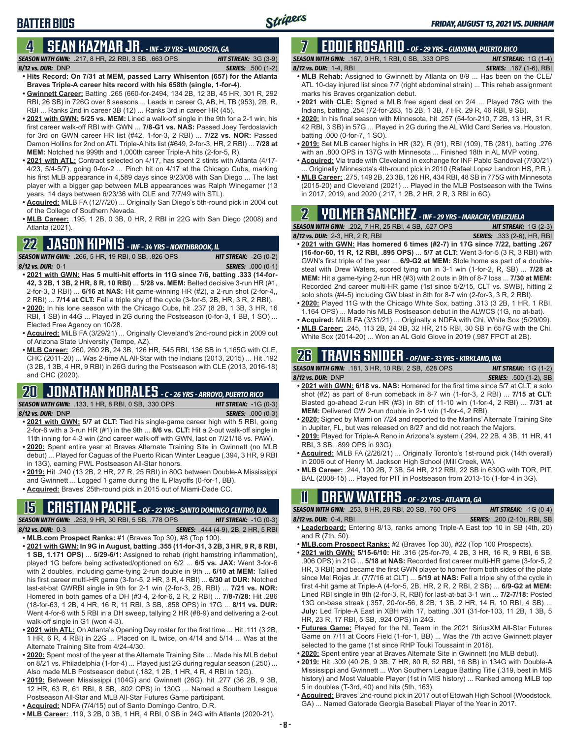# BATTER BIOS

*FRIDAY, AUGUST 13, 2021 VS. DURHAM*

## 4 SEAN KAZMAR JR. - INF - 37 YRS - VALDOSTA, GA

*SEASON WITH GWN:* .217, 8 HR, 22 RBI, 3 SB, .663 OPS | *HIT STREAK:* 3G (3-9)
*8/12 vs. DUR:* DNP | *SERIES:* .500 (1-2)

- **Hits Record: On 7/31 at MEM, passed Larry Whisenton (657) for the Atlanta Braves Triple-A career hits record with his 658th (single, 1-for-4)**.
- **Gwinnett Career:** Batting .265 (660-for-2494, 134 2B, 12 3B, 45 HR, 301 R, 292 RBI, 26 SB) in 726G over 8 seasons ... Leads in career G, AB, H, TB (953), 2B, R, RBI ... Ranks 2nd in career 3B (12) ... Ranks 3rd in career HR (45).
- **2021 with GWN: 5/25 vs. MEM:** Lined a walk-off single in the 9th for a 2-1 win, his first career walk-off RBI with GWN ... **7/8-G1 vs. NAS:** Passed Joey Terdoslavich for 3rd on GWN career HR list (#42, 1-for-3, 2 RBI) ... **7/22 vs. NOR:** Passed Damon Hollins for 2nd on ATL Triple-A hits list (#649, 2-for-3, HR, 2 RBI) ... **7/28 at MEM:** Notched his 999th and 1,000th career Triple-A hits (2-for-5, R).
- **2021 with ATL:** Contract selected on 4/17, has spent 2 stints with Atlanta (4/17-4/23, 5/4-5/7), going 0-for-2 ... Pinch hit on 4/17 at the Chicago Cubs, marking his first MLB appearance in 4,589 days since 9/23/08 with San Diego ... The last player with a bigger gap between MLB appearances was Ralph Winegarner (13 years, 14 days between 6/23/36 with CLE and 7/7/49 with STL).
- **Acquired:** MiLB FA (12/7/20) ... Originally San Diego's 5th-round pick in 2004 out of the College of Southern Nevada.
- **MLB Career:** .195, 1 2B, 0 3B, 0 HR, 2 RBI in 22G with San Diego (2008) and Atlanta (2021).

## 22 JASON KIPNIS - INF - 34 YRS - NORTHBROOK, IL

*SEASON WITH GWN:* .266, 5 HR, 19 RBI, 0 SB, .826 OPS | *HIT STREAK:* -2G (0-2)
*8/12 vs. DUR:* 0-1 | *SERIES:* .000 (0-1)

- **2021 with GWN: Has 5 multi-hit efforts in 11G since 7/6, batting .333 (14-for-42, 3 2B, 1 3B, 2 HR, 8 R, 10 RBI)** ... **5/28 vs. MEM:** Belted decisive 3-run HR (#1, 2-for-3, 3 RBI) ... **6/16 at NAS:** Hit game-winning HR (#2), a 2-run shot (2-for-4,, 2 RBI) ... **7/14 at CLT:** Fell a triple shy of the cycle (3-for-5, 2B, HR, 3 R, 2 RBI).
- **2020:** In his lone season with the Chicago Cubs, hit .237 (8 2B, 1 3B, 3 HR, 16 RBI, 1 SB) in 44G ... Played in 2G during the Postseason (0-for-1, 1 BB, 1 SO) ... Elected Free Agency on 10/28.
- **Acquired:** MiLB FA (3/29/21) ... Originally Cleveland's 2nd-round pick in 2009 out of Arizona State University (Tempe, AZ).
- **MLB Career:** .260, 260 2B, 24 3B, 126 HR, 545 RBI, 136 SB in 1,165G with CLE, CHC (2011-20) ... Was 2-time AL All-Star with the Indians (2013, 2015) ... Hit .192 (3 2B, 1 3B, 4 HR, 9 RBI) in 26G during the Postseason with CLE (2013, 2016-18) and CHC (2020).

## 20 JONATHAN MORALES - C - 26 YRS - ARROYO, PUERTO RICO

*SEASON WITH GWN:* .133, 1 HR, 8 RBI, 0 SB, .330 OPS | *HIT STREAK:* -1G (0-3)
*8/12 vs. DUR:* DNP | *SERIES:* .000 (0-3)

- **2021 with GWN: 5/7 at CLT:** Tied his single-game career high with 5 RBI, going 2-for-6 with a 3-run HR (#1) in the 9th ... **8/6 vs. CLT:** Hit a 2-out walk-off single in 11th inning for 4-3 win (2nd career walk-off with GWN, last on 7/21/18 vs. PAW).
- **2020:** Spent entire year at Braves Alternate Training Site in Gwinnett (no MLB debut) ... Played for Caguas of the Puerto Rican Winter League (.394, 3 HR, 9 RBI in 13G), earning PWL Postseason All-Star honors.
- **2019:** Hit .240 (13 2B, 2 HR, 27 R, 25 RBI) in 80G between Double-A Mississippi and Gwinnett ... Logged 1 game during the IL Playoffs (0-for-1, BB).
- **Acquired:** Braves' 25th-round pick in 2015 out of Miami-Dade CC.

## 15 CRISTIAN PACHE - OF - 22 YRS - SANTO DOMINGO CENTRO, D.R.

*SEASON WITH GWN:* .253, 9 HR, 30 RBI, 5 SB, .778 OPS | *HIT STREAK:* -1G (0-3)
*8/12 vs. DUR:* 0-3 | *SERIES:* .444 (4-9), 2B, 2 HR, 5 RBI

- **MLB.com Prospect Ranks:** #1 (Braves Top 30), #8 (Top 100).
- **2021 with GWN: In 9G in August, batting .355 (11-for-31, 3 2B, 3 HR, 9 R, 8 RBI, 1 SB, 1.171 OPS)** ... **5/29-6/1:** Assigned to rehab (right hamstring inflammation), played 1G before being activated/optioned on 6/2 ... **6/5 vs. JAX:** Went 3-for-6 with 2 doubles, including game-tying 2-run double in 9th ... **6/10 at MEM:** Tallied his first career multi-HR game (3-for-5, 2 HR, 3 R, 4 RBI) ... **6/30 at DUR:** Notched last-at-bat GWRBI single in 9th for 2-1 win (2-for-3, 2B, RBI) ... **7/21 vs. NOR:** Homered in both games of a DH (#3-4, 2-for-6, 2 R, 2 RBI) ... **7/8-7/28:** Hit .286 (18-for-63, 1 2B, 4 HR, 16 R, 11 RBI, 3 SB, .858 OPS) in 17G ... **8/11 vs. DUR:** Went 4-for-6 with 5 RBI in a DH sweep, tallying 2 HR (#8-9) and delivering a 2-out walk-off single in G1 (won 4-3).
- **2021 with ATL:** On Atlanta's Opening Day roster for the first time ... Hit .111 (3 2B, 1 HR, 6 R, 4 RBI) in 22G ... Placed on IL twice, on 4/14 and 5/14 ... Was at the Alternate Training Site from 4/24-4/30.
- **2020:** Spent most of the year at the Alternate Training Site ... Made his MLB debut on 8/21 vs. Philadelphia (1-for-4) ... Played just 2G during regular season (.250) ... Also made MLB Postseason debut (.182, 1 2B, 1 HR, 4 R, 4 RBI in 12G).
- **2019:** Between Mississippi (104G) and Gwinnett (26G), hit .277 (36 2B, 9 3B, 12 HR, 63 R, 61 RBI, 8 SB, .802 OPS) in 130G ... Named a Southern League Postseason All-Star and MLB All-Star Futures Game participant.
- **Acquired:** NDFA (7/4/15) out of Santo Domingo Centro, D.R.
- **MLB Career:** .119, 3 2B, 0 3B, 1 HR, 4 RBI, 0 SB in 24G with Atlanta (2020-21).

## 7 EDDIE ROSARIO - OF - 29 YRS - GUAYAMA, PUERTO RICO

*SEASON WITH GWN:* .167, 0 HR, 1 RBI, 0 SB, .333 OPS | *HIT STREAK:* 1G (1-4)
*8/12 vs. DUR:* 1-4, RBI | *SERIES:* .167 (1-6), RBI

- **MLB Rehab:** Assigned to Gwinnett by Atlanta on 8/9 ... Has been on the CLE/ATL 10-day injured list since 7/7 (right abdominal strain) ... This rehab assignment marks his Braves organization debut.
- **2021 with CLE:** Signed a MLB free agent deal on 2/4 ... Played 78G with the Indians, batting .254 (72-for-283, 15 2B, 1 3B, 7 HR, 29 R, 46 RBI, 9 SB).
- **2020:** In his final season with Minnesota, hit .257 (54-for-210, 7 2B, 13 HR, 31 R, 42 RBI, 3 SB) in 57G ... Played in 2G during the AL Wild Card Series vs. Houston, batting .000 (0-for-7, 1 SO).
- **2019:** Set MLB career highs in HR (32), R (91), RBI (109), TB (281), batting .276 with an .800 OPS in 137G with Minnesota ... Finished 18th in AL MVP voting.
- **Acquired:** Via trade with Cleveland in exchange for INF Pablo Sandoval (7/30/21) ... Originally Minnesota's 4th-round pick in 2010 (Rafael Lopez Landron HS, P.R.).
- **MLB Career:** .275, 149 2B, 23 3B, 126 HR, 434 RBI, 48 SB in 775G with Minnesota (2015-20) and Cleveland (2021) ... Played in the MLB Postseason with the Twins in 2017, 2019, and 2020 (.217, 1 2B, 2 HR, 2 R, 3 RBI in 6G).

## 2 YOLMER SANCHEZ - INF - 29 YRS - MARACAY, VENEZUELA

*SEASON WITH GWN:* .202, 7 HR, 25 RBI, 4 SB, .627 OPS | *HIT STREAK:* 1G (2-3)
*8/12 vs. DUR:* 2-3, HR, 2 R, RBI | *SERIES:* .333 (2-6), HR, RBI

- **2021 with GWN: Has homered 6 times (#2-7) in 17G since 7/22, batting .267 (16-for-60, 11 R, 12 RBI, .895 OPS)** ... **5/7 at CLT:** Went 3-for-5 (3 R, 3 RBI) with GWN's first triple of the year ... **6/9-G2 at MEM:** Stole home as part of a double-steal with Drew Waters, scored tying run in 3-1 win (1-for-2, R, SB) ... **7/28 at MEM:** Hit a game-tying 2-run HR (#3) with 2 outs in 9th of 8-7 loss ... **7/30 at MEM:** Recorded 2nd career multi-HR game (1st since 5/2/15, CLT vs. SWB), hitting 2 solo shots (#4-5) including GW blast in 8th for 8-7 win (2-for-3, 3 R, 2 RBI).
- **2020:** Played 11G with the Chicago White Sox, batting .313 (3 2B, 1 HR, 1 RBI, 1.164 OPS) ... Made his MLB Postseason debut in the ALWCS (1G, no at-bat).
- **Acquired:** MiLB FA (3/31/21) ... Originally a NDFA with Chi. White Sox (5/29/09).
- **MLB Career:** .245, 113 2B, 24 3B, 32 HR, 215 RBI, 30 SB in 657G with the Chi. White Sox (2014-20) ... Won an AL Gold Glove in 2019 (.987 FPCT at 2B).

## 26 TRAVIS SNIDER - OF/INF - 33 YRS - KIRKLAND, WA

*SEASON WITH GWN:* .181, 3 HR, 10 RBI, 2 SB, .628 OPS | *HIT STREAK:* 1G (1-2)
*8/12 vs. DUR:* DNP | *SERIES:* .500 (1-2), SB

- **2021 with GWN: 6/18 vs. NAS:** Homered for the first time since 5/7 at CLT, a solo shot (#2) as part of 6-run comeback in 8-7 win (1-for-3, 2 RBI) ... **7/15 at CLT:** Blasted go-ahead 2-run HR (#3) in 8th of 11-10 win (1-for-4, 2 RBI) ... **7/31 at MEM:** Delivered GW 2-run double in 2-1 win (1-for-4, 2 RBI).
- **2020:** Signed by Miami on 7/24 and reported to the Marlins' Alternate Training Site in Jupiter, FL, but was released on 8/27 and did not reach the Majors.
- **2019:** Played for Triple-A Reno in Arizona's system (.294, 22 2B, 4 3B, 11 HR, 41 RBI, 3 SB, .899 OPS in 93G).
- **Acquired:** MiLB FA (2/26/21) ... Originally Toronto's 1st-round pick (14th overall) in 2006 out of Henry M. Jackson High School (Mill Creek, WA).
- **MLB Career:** .244, 100 2B, 7 3B, 54 HR, 212 RBI, 22 SB in 630G with TOR, PIT, BAL (2008-15) ... Played for PIT in Postseason from 2013-15 (1-for-4 in 3G).

## 11 DREW WATERS - OF - 22 YRS - ATLANTA, GA

*SEASON WITH GWN:* .253, 8 HR, 28 RBI, 20 SB, .760 OPS | *HIT STREAK:* -1G (0-4)
*8/12 vs. DUR:* 0-4, RBI | *SERIES:* .200 (2-10), RBI, SB

- **Leaderboard:** Entering 8/13, ranks among Triple-A East top 10 in SB (4th, 20) and R (7th, 50).
- **MLB.com Prospect Ranks:** #2 (Braves Top 30), #22 (Top 100 Prospects).
- **2021 with GWN: 5/15-6/10:** Hit .316 (25-for-79, 4 2B, 3 HR, 16 R, 9 RBI, 6 SB, .906 OPS) in 21G ... **5/18 at NAS:** Recorded first career multi-HR game (3-for-5, 2 HR, 3 RBI) and became the first GWN player to homer from both sides of the plate since Mel Rojas Jr. (7/7/16 at CLT) ... **5/19 at NAS:** Fell a triple shy of the cycle in first 4-hit game at Triple-A (4-for-5, 2B, HR, 2 R, 2 RBI, 2 SB) ... **6/9-G2 at MEM:** Lined RBI single in 8th (2-for-3, R, RBI) for last-at-bat 3-1 win ... **7/2-7/18:** Posted 13G on-base streak (.357, 20-for-56, 8 2B, 1 3B, 2 HR, 14 R, 10 RBI, 4 SB) ... **July:** Led Triple-A East in XBH with 17, batting .301 (31-for-103, 11 2B, 1 3B, 5 HR, 23 R, 17 RBI, 5 SB, .924 OPS) in 24G.
- **Futures Game:** Played for the NL Team in the 2021 SiriusXM All-Star Futures Game on 7/11 at Coors Field (1-for-1, BB) ... Was the 7th active Gwinnett player selected to the game (1st since RHP Touki Toussaint in 2018).
- **2020:** Spent entire year at Braves Alternate Site in Gwinnett (no MLB debut).
- **2019:** Hit .309 (40 2B, 9 3B, 7 HR, 80 R, 52 RBI, 16 SB) in 134G with Double-A Mississippi and Gwinnett ... Won Southern League Batting Title (.319, best in MIS history) and Most Valuable Player (1st in MIS history) ... Ranked among MiLB top 5 in doubles (T-3rd, 40) and hits (5th, 163).
- **Acquired:** Braves' 2nd-round pick in 2017 out of Etowah High School (Woodstock, GA) ... Named Gatorade Georgia Baseball Player of the Year in 2017.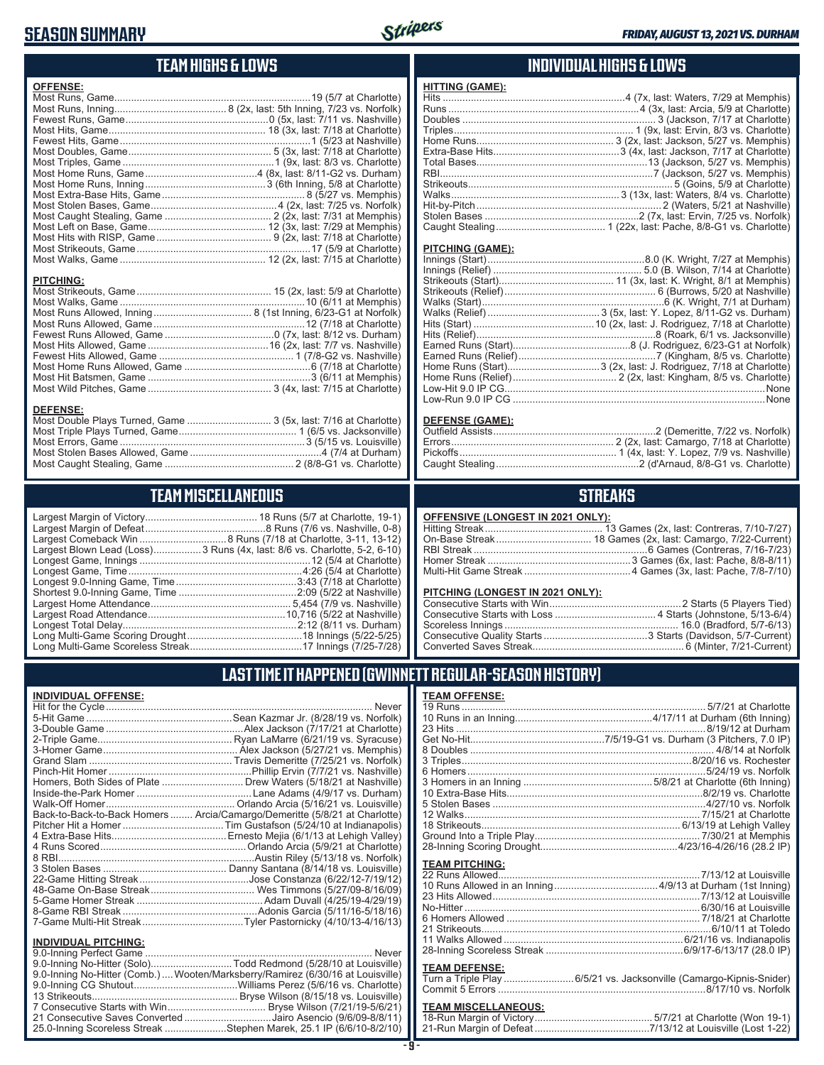# SEASON SUMMARY

*FRIDAY, AUGUST 13, 2021 VS. DURHAM*

## TEAM HIGHS & LOWS

**OFFENSE:**

| | |
|---|---|
| Most Runs, Game | 19 (5/7 at Charlotte) |
| Most Runs, Inning | 8 (2x, last: 5th Inning, 7/23 vs. Norfolk) |
| Fewest Runs, Game | 0 (5x, last: 7/11 vs. Nashville) |
| Most Hits, Game | 18 (3x, last: 7/18 at Charlotte) |
| Fewest Hits, Game | 1 (5/23 at Nashville) |
| Most Doubles, Game | 5 (3x, last: 7/18 at Charlotte) |
| Most Triples, Game | 1 (9x, last: 8/3 vs. Charlotte) |
| Most Home Runs, Game | 4 (8x, last: 8/11-G2 vs. Durham) |
| Most Home Runs, Inning | 3 (6th Inning, 5/8 at Charlotte) |
| Most Extra-Base Hits, Game | 8 (5/27 vs. Memphis) |
| Most Stolen Bases, Game | 4 (2x, last: 7/25 vs. Norfolk) |
| Most Caught Stealing, Game | 2 (2x, last: 7/31 at Memphis) |
| Most Left on Base, Game | 12 (3x, last: 7/29 at Memphis) |
| Most Hits with RISP, Game | 9 (2x, last: 7/18 at Charlotte) |
| Most Strikeouts, Game | 17 (5/9 at Charlotte) |
| Most Walks, Game | 12 (2x, last: 7/15 at Charlotte) |

**PITCHING:**

| | |
|---|---|
| Most Strikeouts, Game | 15 (2x, last: 5/9 at Charlotte) |
| Most Walks, Game | 10 (6/11 at Memphis) |
| Most Runs Allowed, Inning | 8 (1st Inning, 6/23-G1 at Norfolk) |
| Most Runs Allowed, Game | 12 (7/18 at Charlotte) |
| Fewest Runs Allowed, Game | 0 (7x, last: 8/12 vs. Durham) |
| Most Hits Allowed, Game | 16 (2x, last: 7/7 vs. Nashville) |
| Fewest Hits Allowed, Game | 1 (7/8-G2 vs. Nashville) |
| Most Home Runs Allowed, Game | 6 (7/18 at Charlotte) |
| Most Hit Batsmen, Game | 3 (6/11 at Memphis) |
| Most Wild Pitches, Game | 3 (4x, last: 7/15 at Charlotte) |

**DEFENSE:**

| | |
|---|---|
| Most Double Plays Turned, Game | 3 (5x, last: 7/16 at Charlotte) |
| Most Triple Plays Turned, Game | 1 (6/5 vs. Jacksonville) |
| Most Errors, Game | 3 (5/15 vs. Louisville) |
| Most Stolen Bases Allowed, Game | 4 (7/4 at Durham) |
| Most Caught Stealing, Game | 2 (8/8-G1 vs. Charlotte) |

## INDIVIDUAL HIGHS & LOWS

**HITTING (GAME):**

| | |
|---|---|
| Hits | 4 (7x, last: Waters, 7/29 at Memphis) |
| Runs | 4 (3x, last: Arcia, 5/9 at Charlotte) |
| Doubles | 3 (Jackson, 7/17 at Charlotte) |
| Triples | 1 (9x, last: Ervin, 8/3 vs. Charlotte) |
| Home Runs | 3 (2x, last: Jackson, 5/27 vs. Memphis) |
| Extra-Base Hits | 3 (4x, last: Jackson, 7/17 at Charlotte) |
| Total Bases | 13 (Jackson, 5/27 vs. Memphis) |
| RBI | 7 (Jackson, 5/27 vs. Memphis) |
| Strikeouts | 5 (Goins, 5/9 at Charlotte) |
| Walks | 3 (13x, last: Waters, 8/4 vs. Charlotte) |
| Hit-by-Pitch | 2 (Waters, 5/21 at Nashville) |
| Stolen Bases | 2 (7x, last: Ervin, 7/25 vs. Norfolk) |
| Caught Stealing | 1 (22x, last: Pache, 8/8-G1 vs. Charlotte) |

**PITCHING (GAME):**

| | |
|---|---|
| Innings (Start) | 8.0 (K. Wright, 7/27 at Memphis) |
| Innings (Relief) | 5.0 (B. Wilson, 7/14 at Charlotte) |
| Strikeouts (Start) | 11 (3x, last: K. Wright, 8/1 at Memphis) |
| Strikeouts (Relief) | 6 (Burrows, 5/20 at Nashville) |
| Walks (Start) | 6 (K. Wright, 7/1 at Durham) |
| Walks (Relief) | 3 (5x, last: Y. Lopez, 8/11-G2 vs. Durham) |
| Hits (Start) | 10 (2x, last: J. Rodriguez, 7/18 at Charlotte) |
| Hits (Relief) | 8 (Roark, 6/1 vs. Jacksonville) |
| Earned Runs (Start) | 8 (J. Rodriguez, 6/23-G1 at Norfolk) |
| Earned Runs (Relief) | 7 (Kingham, 8/5 vs. Charlotte) |
| Home Runs (Start) | 3 (2x, last: J. Rodriguez, 7/18 at Charlotte) |
| Home Runs (Relief) | 2 (2x, last: Kingham, 8/5 vs. Charlotte) |
| Low-Hit 9.0 IP CG | None |
| Low-Run 9.0 IP CG | None |

**DEFENSE (GAME):**

| | |
|---|---|
| Outfield Assists | 2 (Demeritte, 7/22 vs. Norfolk) |
| Errors | 2 (2x, last: Camargo, 7/18 at Charlotte) |
| Pickoffs | 1 (4x, last: Y. Lopez, 7/9 vs. Nashville) |
| Caught Stealing | 2 (d'Arnaud, 8/8-G1 vs. Charlotte) |

## TEAM MISCELLANEOUS

| | |
|---|---|
| Largest Margin of Victory | 18 Runs (5/7 at Charlotte, 19-1) |
| Largest Margin of Defeat | 8 Runs (7/6 vs. Nashville, 0-8) |
| Largest Comeback Win | 8 Runs (7/18 at Charlotte, 3-11, 13-12) |
| Largest Blown Lead (Loss) | 3 Runs (4x, last: 8/6 vs. Charlotte, 5-2, 6-10) |
| Longest Game, Innings | 12 (5/4 at Charlotte) |
| Longest Game, Time | 4:26 (5/4 at Charlotte) |
| Longest 9.0-Inning Game, Time | 3:43 (7/18 at Charlotte) |
| Shortest 9.0-Inning Game, Time | 2:09 (5/22 at Nashville) |
| Largest Home Attendance | 5,454 (7/9 vs. Nashville) |
| Largest Road Attendance | 10,716 (5/22 at Nashville) |
| Longest Total Delay | 2:12 (8/11 vs. Durham) |
| Long Multi-Game Scoring Drought | 18 Innings (5/22-5/25) |
| Long Multi-Game Scoreless Streak | 17 Innings (7/25-7/28) |

## STREAKS

**OFFENSIVE (LONGEST IN 2021 ONLY):**

| | |
|---|---|
| Hitting Streak | 13 Games (2x, last: Contreras, 7/10-7/27) |
| On-Base Streak | 18 Games (2x, last: Camargo, 7/22-Current) |
| RBI Streak | 6 Games (Contreras, 7/16-7/23) |
| Homer Streak | 3 Games (6x, last: Pache, 8/8-8/11) |
| Multi-Hit Game Streak | 4 Games (3x, last: Pache, 7/8-7/10) |

**PITCHING (LONGEST IN 2021 ONLY):**

| | |
|---|---|
| Consecutive Starts with Win | 2 Starts (5 Players Tied) |
| Consecutive Starts with Loss | 4 Starts (Johnstone, 5/13-6/4) |
| Scoreless Innings | 16.0 (Bradford, 5/7-6/13) |
| Consecutive Quality Starts | 3 Starts (Davidson, 5/7-Current) |
| Converted Saves Streak | 6 (Minter, 7/21-Current) |

## LAST TIME IT HAPPENED (GWINNETT REGULAR-SEASON HISTORY)

**INDIVIDUAL OFFENSE:**

| | |
|---|---|
| Hit for the Cycle | Never |
| 5-Hit Game | Sean Kazmar Jr. (8/28/19 vs. Norfolk) |
| 3-Double Game | Alex Jackson (7/17/21 at Charlotte) |
| 2-Triple Game | Ryan LaMarre (6/21/19 vs. Syracuse) |
| 3-Homer Game | Alex Jackson (5/27/21 vs. Memphis) |
| Grand Slam | Travis Demeritte (7/25/21 vs. Norfolk) |
| Pinch-Hit Homer | Phillip Ervin (7/7/21 vs. Nashville) |
| Homers, Both Sides of Plate | Drew Waters (5/18/21 at Nashville) |
| Inside-the-Park Homer | Lane Adams (4/9/17 vs. Durham) |
| Walk-Off Homer | Orlando Arcia (5/16/21 vs. Louisville) |
| Back-to-Back-to-Back Homers | Arcia/Camargo/Demeritte (5/8/21 at Charlotte) |
| Pitcher Hit a Homer | Tim Gustafson (5/24/10 at Indianapolis) |
| 4 Extra-Base Hits | Ernesto Mejia (6/1/13 at Lehigh Valley) |
| 4 Runs Scored | Orlando Arcia (5/9/21 at Charlotte) |
| 8 RBI | Austin Riley (5/13/18 vs. Norfolk) |
| 3 Stolen Bases | Danny Santana (8/14/18 vs. Louisville) |
| 22-Game Hitting Streak | Jose Constanza (6/22/12-7/19/12) |
| 48-Game On-Base Streak | Wes Timmons (5/27/09-8/16/09) |
| 5-Game Homer Streak | Adam Duvall (4/25/19-4/29/19) |
| 8-Game RBI Streak | Adonis Garcia (5/11/16-5/18/16) |
| 7-Game Multi-Hit Streak | Tyler Pastornicky (4/10/13-4/16/13) |

**INDIVIDUAL PITCHING:**

| | |
|---|---|
| 9.0-Inning Perfect Game | Never |
| 9.0-Inning No-Hitter (Solo) | Todd Redmond (5/28/10 at Louisville) |
| 9.0-Inning No-Hitter (Comb.) | Wooten/Marksberry/Ramirez (6/30/16 at Louisville) |
| 9.0-Inning CG Shutout | Williams Perez (5/6/16 vs. Charlotte) |
| 13 Strikeouts | Bryse Wilson (8/15/18 vs. Louisville) |
| 7 Consecutive Starts with Win | Bryse Wilson (7/21/19-5/6/21) |
| 21 Consecutive Saves Converted | Jairo Asencio (9/6/09-8/8/11) |
| 25.0-Inning Scoreless Streak | Stephen Marek, 25.1 IP (6/6/10-8/2/10) |

**TEAM OFFENSE:**

| | |
|---|---|
| 19 Runs | 5/7/21 at Charlotte |
| 10 Runs in an Inning | 4/17/11 at Durham (6th Inning) |
| 23 Hits | 8/19/12 at Durham |
| Get No-Hit | 7/5/19-G1 vs. Durham (3 Pitchers, 7.0 IP) |
| 8 Doubles | 4/8/14 at Norfolk |
| 3 Triples | 8/20/16 vs. Rochester |
| 6 Homers | 5/24/19 vs. Norfolk |
| 3 Homers in an Inning | 5/8/21 at Charlotte (6th Inning) |
| 10 Extra-Base Hits | 8/2/19 vs. Charlotte |
| 5 Stolen Bases | 4/27/10 vs. Norfolk |
| 12 Walks | 7/15/21 at Charlotte |
| 18 Strikeouts | 6/13/19 at Lehigh Valley |
| Ground Into a Triple Play | 7/30/21 at Memphis |
| 28-Inning Scoring Drought | 4/23/16-4/26/16 (28.2 IP) |

**TEAM PITCHING:**

| | |
|---|---|
| 22 Runs Allowed | 7/13/12 at Louisville |
| 10 Runs Allowed in an Inning | 4/9/13 at Durham (1st Inning) |
| 23 Hits Allowed | 7/13/12 at Louisville |
| No-Hitter | 6/30/16 at Louisville |
| 6 Homers Allowed | 7/18/21 at Charlotte |
| 21 Strikeouts | 6/10/11 at Toledo |
| 11 Walks Allowed | 6/21/16 vs. Indianapolis |
| 28-Inning Scoreless Streak | 6/9/17-6/13/17 (28.0 IP) |

**TEAM DEFENSE:**

| | |
|---|---|
| Turn a Triple Play | 6/5/21 vs. Jacksonville (Camargo-Kipnis-Snider) |
| Commit 5 Errors | 8/17/10 vs. Norfolk |

**TEAM MISCELLANEOUS:**

| | |
|---|---|
| 18-Run Margin of Victory | 5/7/21 at Charlotte (Won 19-1) |
| 21-Run Margin of Defeat | 7/13/12 at Louisville (Lost 1-22) |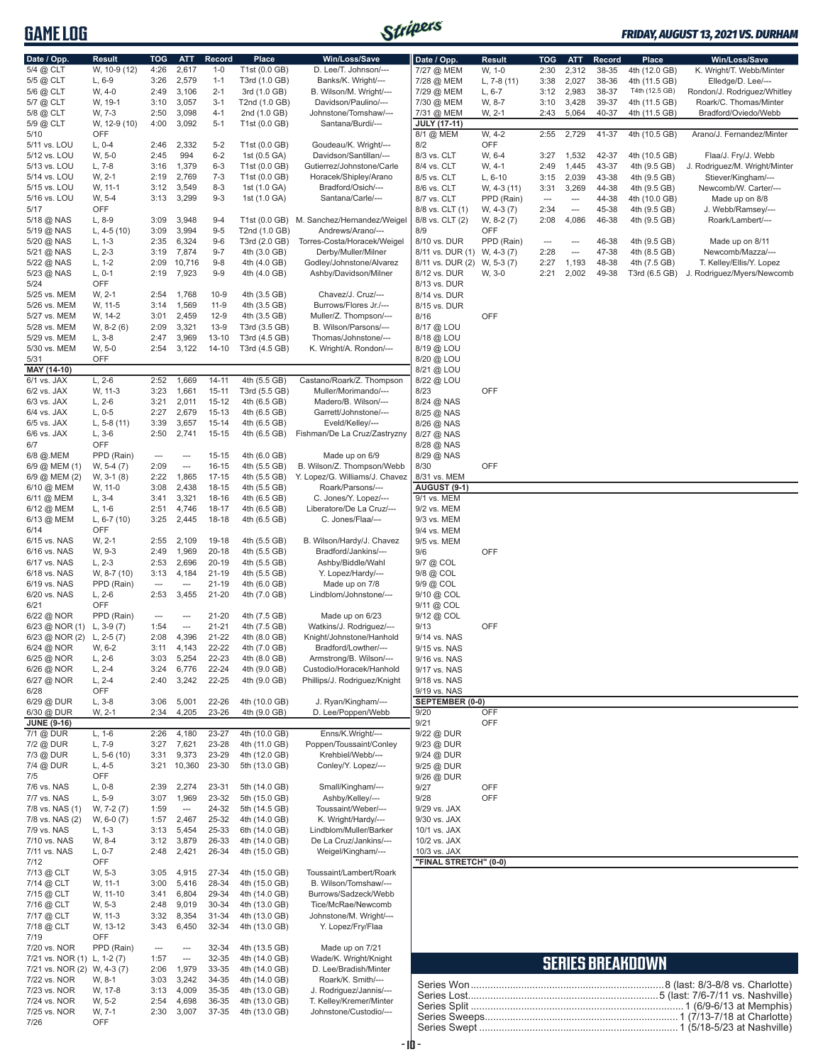# GAME LOG

*FRIDAY, AUGUST 13, 2021 VS. DURHAM*

| Date / Opp. | Result | TOG | ATT | Record | Place | Win/Loss/Save |
|---|---|---|---|---|---|---|
| 5/4 @ CLT | W, 10-9 (12) | 4:26 | 2,617 | 1-0 | T1st (0.0 GB) | D. Lee/T. Johnson/--- |
| 5/5 @ CLT | L, 6-9 | 3:26 | 2,579 | 1-1 | T3rd (1.0 GB) | Banks/K. Wright/--- |
| 5/6 @ CLT | W, 4-0 | 2:49 | 3,106 | 2-1 | 3rd (1.0 GB) | B. Wilson/M. Wright/--- |
| 5/7 @ CLT | W, 19-1 | 3:10 | 3,057 | 3-1 | T2nd (1.0 GB) | Davidson/Paulino/--- |
| 5/8 @ CLT | W, 7-3 | 2:50 | 3,098 | 4-1 | 2nd (1.0 GB) | Johnstone/Tomshaw/--- |
| 5/9 @ CLT | W, 12-9 (10) | 4:00 | 3,092 | 5-1 | T1st (0.0 GB) | Santana/Burdi/--- |
| 5/10 | OFF | | | | | |
| 5/11 vs. LOU | L, 0-4 | 2:46 | 2,332 | 5-2 | T1st (0.0 GB) | Goudeau/K. Wright/--- |
| 5/12 vs. LOU | W, 5-0 | 2:45 | 994 | 6-2 | 1st (0.5 GA) | Davidson/Santillan/--- |
| 5/13 vs. LOU | L, 7-8 | 3:16 | 1,379 | 6-3 | T1st (0.0 GB) | Gutierrez/Johnstone/Carle |
| 5/14 vs. LOU | W, 2-1 | 2:19 | 2,769 | 7-3 | T1st (0.0 GB) | Horacek/Shipley/Arano |
| 5/15 vs. LOU | W, 11-1 | 3:12 | 3,549 | 8-3 | 1st (1.0 GA) | Bradford/Osich/--- |
| 5/16 vs. LOU | W, 5-4 | 3:13 | 3,299 | 9-3 | 1st (1.0 GA) | Santana/Carle/--- |
| 5/17 | OFF | | | | | |
| 5/18 @ NAS | L, 8-9 | 3:09 | 3,948 | 9-4 | T1st (0.0 GB) | M. Sanchez/Hernandez/Weigel |
| 5/19 @ NAS | L, 4-5 (10) | 3:09 | 3,994 | 9-5 | T2nd (1.0 GB) | Andrews/Arano/--- |
| 5/20 @ NAS | L, 1-3 | 2:35 | 6,324 | 9-6 | T3rd (2.0 GB) | Torres-Costa/Horacek/Weigel |
| 5/21 @ NAS | L, 2-3 | 3:19 | 7,874 | 9-7 | 4th (3.0 GB) | Derby/Muller/Milner |
| 5/22 @ NAS | L, 1-2 | 2:09 | 10,716 | 9-8 | 4th (4.0 GB) | Godley/Johnstone/Alvarez |
| 5/23 @ NAS | L, 0-1 | 2:19 | 7,923 | 9-9 | 4th (4.0 GB) | Ashby/Davidson/Milner |
| 5/24 | OFF | | | | | |
| 5/25 vs. MEM | W, 2-1 | 2:54 | 1,768 | 10-9 | 4th (3.5 GB) | Chavez/J. Cruz/--- |
| 5/26 vs. MEM | W, 11-5 | 3:14 | 1,569 | 11-9 | 4th (3.5 GB) | Burrows/Flores Jr./--- |
| 5/27 vs. MEM | W, 14-2 | 3:01 | 2,459 | 12-9 | 4th (3.5 GB) | Muller/Z. Thompson/--- |
| 5/28 vs. MEM | W, 8-2 (6) | 2:09 | 3,321 | 13-9 | T3rd (3.5 GB) | B. Wilson/Parsons/--- |
| 5/29 vs. MEM | L, 3-8 | 2:47 | 3,969 | 13-10 | T3rd (4.5 GB) | Thomas/Johnstone/--- |
| 5/30 vs. MEM | W, 5-0 | 2:54 | 3,122 | 14-10 | T3rd (4.5 GB) | K. Wright/A. Rondon/--- |
| 5/31 | OFF | | | | | |
| **MAY (14-10)** | | | | | | |
| 6/1 vs. JAX | L, 2-6 | 2:52 | 1,669 | 14-11 | 4th (5.5 GB) | Castano/Roark/Z. Thompson |
| 6/2 vs. JAX | W, 11-3 | 3:23 | 1,661 | 15-11 | T3rd (5.5 GB) | Muller/Morimando/--- |
| 6/3 vs. JAX | L, 2-6 | 3:21 | 2,011 | 15-12 | 4th (6.5 GB) | Madero/B. Wilson/--- |
| 6/4 vs. JAX | L, 0-5 | 2:27 | 2,679 | 15-13 | 4th (6.5 GB) | Garrett/Johnstone/--- |
| 6/5 vs. JAX | L, 5-8 (11) | 3:39 | 3,657 | 15-14 | 4th (6.5 GB) | Eveld/Kelley/--- |
| 6/6 vs. JAX | L, 3-6 | 2:50 | 2,741 | 15-15 | 4th (6.5 GB) | Fishman/De La Cruz/Zastryzny |
| 6/7 | OFF | | | | | |
| 6/8 @ MEM | PPD (Rain) | --- | --- | 15-15 | 4th (6.0 GB) | Made up on 6/9 |
| 6/9 @ MEM (1) | W, 5-4 (7) | 2:09 | --- | 16-15 | 4th (5.5 GB) | B. Wilson/Z. Thompson/Webb |
| 6/9 @ MEM (2) | W, 3-1 (8) | 2:22 | 1,865 | 17-15 | 4th (5.5 GB) | Y. Lopez/G. Williams/J. Chavez |
| 6/10 @ MEM | W, 11-0 | 3:08 | 2,438 | 18-15 | 4th (5.5 GB) | Roark/Parsons/--- |
| 6/11 @ MEM | L, 3-4 | 3:41 | 3,321 | 18-16 | 4th (6.5 GB) | C. Jones/Y. Lopez/--- |
| 6/12 @ MEM | L, 1-6 | 2:51 | 4,746 | 18-17 | 4th (6.5 GB) | Liberatore/De La Cruz/--- |
| 6/13 @ MEM | L, 6-7 (10) | 3:25 | 2,445 | 18-18 | 4th (6.5 GB) | C. Jones/Flaa/--- |
| 6/14 | OFF | | | | | |
| 6/15 vs. NAS | W, 2-1 | 2:55 | 2,109 | 19-18 | 4th (5.5 GB) | B. Wilson/Hardy/J. Chavez |
| 6/16 vs. NAS | W, 9-3 | 2:49 | 1,969 | 20-18 | 4th (5.5 GB) | Bradford/Jankins/--- |
| 6/17 vs. NAS | L, 2-3 | 2:53 | 2,696 | 20-19 | 4th (5.5 GB) | Ashby/Biddle/Wahl |
| 6/18 vs. NAS | W, 8-7 (10) | 3:13 | 4,184 | 21-19 | 4th (5.5 GB) | Y. Lopez/Hardy/--- |
| 6/19 vs. NAS | PPD (Rain) | --- | --- | 21-19 | 4th (6.0 GB) | Made up on 7/8 |
| 6/20 vs. NAS | L, 2-6 | 2:53 | 3,455 | 21-20 | 4th (7.0 GB) | Lindblom/Johnstone/--- |
| 6/21 | OFF | | | | | |
| 6/22 @ NOR | PPD (Rain) | --- | --- | 21-20 | 4th (7.5 GB) | Made up on 6/23 |
| 6/23 @ NOR (1) | L, 3-9 (7) | 1:54 | --- | 21-21 | 4th (7.5 GB) | Watkins/J. Rodriguez/--- |
| 6/23 @ NOR (2) | L, 2-5 (7) | 2:08 | 4,396 | 21-22 | 4th (8.0 GB) | Knight/Johnstone/Hanhold |
| 6/24 @ NOR | W, 6-2 | 3:11 | 4,143 | 22-22 | 4th (7.0 GB) | Bradford/Lowther/--- |
| 6/25 @ NOR | L, 2-6 | 3:03 | 5,254 | 22-23 | 4th (8.0 GB) | Armstrong/B. Wilson/--- |
| 6/26 @ NOR | L, 2-4 | 3:24 | 6,776 | 22-24 | 4th (9.0 GB) | Custodio/Horacek/Hanhold |
| 6/27 @ NOR | L, 2-4 | 2:40 | 3,242 | 22-25 | 4th (9.0 GB) | Phillips/J. Rodriguez/Knight |
| 6/28 | OFF | | | | | |
| 6/29 @ DUR | L, 3-8 | 3:06 | 5,001 | 22-26 | 4th (10.0 GB) | J. Ryan/Kingham/--- |
| 6/30 @ DUR | W, 2-1 | 2:34 | 4,205 | 23-26 | 4th (9.0 GB) | D. Lee/Poppen/Webb |
| **JUNE (9-16)** | | | | | | |
| 7/1 @ DUR | L, 1-6 | 2:26 | 4,180 | 23-27 | 4th (10.0 GB) | Enns/K.Wright/--- |
| 7/2 @ DUR | L, 7-9 | 3:27 | 7,621 | 23-28 | 4th (11.0 GB) | Poppen/Toussaint/Conley |
| 7/3 @ DUR | L, 5-6 (10) | 3:31 | 9,373 | 23-29 | 4th (12.0 GB) | Krehbiel/Webb/--- |
| 7/4 @ DUR | L, 4-5 | 3:21 | 10,360 | 23-30 | 5th (13.0 GB) | Conley/Y. Lopez/--- |
| 7/5 | OFF | | | | | |
| 7/6 vs. NAS | L, 0-8 | 2:39 | 2,274 | 23-31 | 5th (14.0 GB) | Small/Kingham/--- |
| 7/7 vs. NAS | L, 5-9 | 3:07 | 1,969 | 23-32 | 5th (15.0 GB) | Ashby/Kelley/--- |
| 7/8 vs. NAS (1) | W, 7-2 (7) | 1:59 | --- | 24-32 | 5th (14.5 GB) | Toussaint/Weber/--- |
| 7/8 vs. NAS (2) | W, 6-0 (7) | 1:57 | 2,467 | 25-32 | 4th (14.0 GB) | K. Wright/Hardy/--- |
| 7/9 vs. NAS | L, 1-3 | 3:13 | 5,454 | 25-33 | 6th (14.0 GB) | Lindblom/Muller/Barker |
| 7/10 vs. NAS | W, 8-4 | 3:12 | 3,879 | 26-33 | 4th (14.0 GB) | De La Cruz/Jankins/--- |
| 7/11 vs. NAS | L, 0-7 | 2:48 | 2,421 | 26-34 | 4th (15.0 GB) | Weigel/Kingham/--- |
| 7/12 | OFF | | | | | |
| 7/13 @ CLT | W, 5-3 | 3:05 | 4,915 | 27-34 | 4th (15.0 GB) | Toussaint/Lambert/Roark |
| 7/14 @ CLT | W, 11-1 | 3:00 | 5,416 | 28-34 | 4th (15.0 GB) | B. Wilson/Tomshaw/--- |
| 7/15 @ CLT | W, 11-10 | 3:41 | 6,804 | 29-34 | 4th (14.0 GB) | Burrows/Sadzeck/Webb |
| 7/16 @ CLT | W, 5-3 | 2:48 | 9,019 | 30-34 | 4th (13.0 GB) | Tice/McRae/Newcomb |
| 7/17 @ CLT | W, 11-3 | 3:32 | 8,354 | 31-34 | 4th (13.0 GB) | Johnstone/M. Wright/--- |
| 7/18 @ CLT | W, 13-12 | 3:43 | 6,450 | 32-34 | 4th (13.0 GB) | Y. Lopez/Fry/Flaa |
| 7/19 | OFF | | | | | |
| 7/20 vs. NOR | PPD (Rain) | --- | --- | 32-34 | 4th (13.5 GB) | Made up on 7/21 |
| 7/21 vs. NOR (1) | L, 1-2 (7) | 1:57 | --- | 32-35 | 4th (14.0 GB) | Wade/K. Wright/Knight |
| 7/21 vs. NOR (2) | W, 4-3 (7) | 2:06 | 1,979 | 33-35 | 4th (14.0 GB) | D. Lee/Bradish/Minter |
| 7/22 vs. NOR | W, 8-1 | 3:03 | 3,242 | 34-35 | 4th (14.0 GB) | Roark/K. Smith/--- |
| 7/23 vs. NOR | W, 17-8 | 3:13 | 4,009 | 35-35 | 4th (13.0 GB) | J. Rodriguez/Jannis/--- |
| 7/24 vs. NOR | W, 5-2 | 2:54 | 4,698 | 36-35 | 4th (13.0 GB) | T. Kelley/Kremer/Minter |
| 7/25 vs. NOR | W, 7-1 | 2:30 | 3,007 | 37-35 | 4th (13.0 GB) | Johnstone/Custodio/--- |
| 7/26 | OFF | | | | | |
| 7/27 @ MEM | W, 1-0 | 2:30 | 2,312 | 38-35 | 4th (12.0 GB) | K. Wright/T. Webb/Minter |
| 7/28 @ MEM | L, 7-8 (11) | 3:38 | 2,027 | 38-36 | 4th (11.5 GB) | Elledge/D. Lee/--- |
| 7/29 @ MEM | L, 6-7 | 3:12 | 2,983 | 38-37 | T4th (12.5 GB) | Rondon/J. Rodriguez/Whitley |
| 7/30 @ MEM | W, 8-7 | 3:10 | 3,428 | 39-37 | 4th (11.5 GB) | Roark/C. Thomas/Minter |
| 7/31 @ MEM | W, 2-1 | 2:43 | 5,064 | 40-37 | 4th (11.5 GB) | Bradford/Oviedo/Webb |
| **JULY (17-11)** | | | | | | |
| 8/1 @ MEM | W, 4-2 | 2:55 | 2,729 | 41-37 | 4th (10.5 GB) | Arano/J. Fernandez/Minter |
| 8/2 | OFF | | | | | |
| 8/3 vs. CLT | W, 6-4 | 3:27 | 1,532 | 42-37 | 4th (10.5 GB) | Flaa/J. Fry/J. Webb |
| 8/4 vs. CLT | W, 4-1 | 2:49 | 1,445 | 43-37 | 4th (9.5 GB) | J. Rodriguez/M. Wright/Minter |
| 8/5 vs. CLT | L, 6-10 | 3:15 | 2,039 | 43-38 | 4th (9.5 GB) | Stiever/Kingham/--- |
| 8/6 vs. CLT | W, 4-3 (11) | 3:31 | 3,269 | 44-38 | 4th (9.5 GB) | Newcomb/W. Carter/--- |
| 8/7 vs. CLT | PPD (Rain) | --- | --- | 44-38 | 4th (10.0 GB) | Made up on 8/8 |
| 8/8 vs. CLT (1) | W, 4-3 (7) | 2:34 | --- | 45-38 | 4th (9.5 GB) | J. Webb/Ramsey/--- |
| 8/8 vs. CLT (2) | W, 8-2 (7) | 2:08 | 4,086 | 46-38 | 4th (9.5 GB) | Roark/Lambert/--- |
| 8/9 | OFF | | | | | |
| 8/10 vs. DUR | PPD (Rain) | --- | --- | 46-38 | 4th (9.5 GB) | Made up on 8/11 |
| 8/11 vs. DUR (1) | W, 4-3 (7) | 2:28 | --- | 47-38 | 4th (8.5 GB) | Newcomb/Mazza/--- |
| 8/11 vs. DUR (2) | W, 5-3 (7) | 2:27 | 1,193 | 48-38 | 4th (7.5 GB) | T. Kelley/Ellis/Y. Lopez |
| 8/12 vs. DUR | W, 3-0 | 2:21 | 2,002 | 49-38 | T3rd (6.5 GB) | J. Rodriguez/Myers/Newcomb |
| 8/13 vs. DUR | | | | | | |
| 8/14 vs. DUR | | | | | | |
| 8/15 vs. DUR | | | | | | |
| 8/16 | OFF | | | | | |
| 8/17 @ LOU | | | | | | |
| 8/18 @ LOU | | | | | | |
| 8/19 @ LOU | | | | | | |
| 8/20 @ LOU | | | | | | |
| 8/21 @ LOU | | | | | | |
| 8/22 @ LOU | | | | | | |
| 8/23 | OFF | | | | | |
| 8/24 @ NAS | | | | | | |
| 8/25 @ NAS | | | | | | |
| 8/26 @ NAS | | | | | | |
| 8/27 @ NAS | | | | | | |
| 8/28 @ NAS | | | | | | |
| 8/29 @ NAS | | | | | | |
| 8/30 | OFF | | | | | |
| 8/31 vs. MEM | | | | | | |
| **AUGUST (9-1)** | | | | | | |
| 9/1 vs. MEM | | | | | | |
| 9/2 vs. MEM | | | | | | |
| 9/3 vs. MEM | | | | | | |
| 9/4 vs. MEM | | | | | | |
| 9/5 vs. MEM | | | | | | |
| 9/6 | OFF | | | | | |
| 9/7 @ COL | | | | | | |
| 9/8 @ COL | | | | | | |
| 9/9 @ COL | | | | | | |
| 9/10 @ COL | | | | | | |
| 9/11 @ COL | | | | | | |
| 9/12 @ COL | | | | | | |
| 9/13 | OFF | | | | | |
| 9/14 vs. NAS | | | | | | |
| 9/15 vs. NAS | | | | | | |
| 9/16 vs. NAS | | | | | | |
| 9/17 vs. NAS | | | | | | |
| 9/18 vs. NAS | | | | | | |
| 9/19 vs. NAS | | | | | | |
| **SEPTEMBER (0-0)** | | | | | | |
| 9/20 | OFF | | | | | |
| 9/21 | OFF | | | | | |
| 9/22 @ DUR | | | | | | |
| 9/23 @ DUR | | | | | | |
| 9/24 @ DUR | | | | | | |
| 9/25 @ DUR | | | | | | |
| 9/26 @ DUR | | | | | | |
| 9/27 | OFF | | | | | |
| 9/28 | OFF | | | | | |
| 9/29 vs. JAX | | | | | | |
| 9/30 vs. JAX | | | | | | |
| 10/1 vs. JAX | | | | | | |
| 10/2 vs. JAX | | | | | | |
| 10/3 vs. JAX | | | | | | |
| **"FINAL STRETCH" (0-0)** | | | | | | |

## SERIES BREAKDOWN

Series Won .......... 8 (last: 8/3-8/8 vs. Charlotte)
Series Lost .......... 5 (last: 7/6-7/11 vs. Nashville)
Series Split .......... 1 (6/9-6/13 at Memphis)
Series Sweeps .......... 1 (7/13-7/18 at Charlotte)
Series Swept .......... 1 (5/18-5/23 at Nashville)